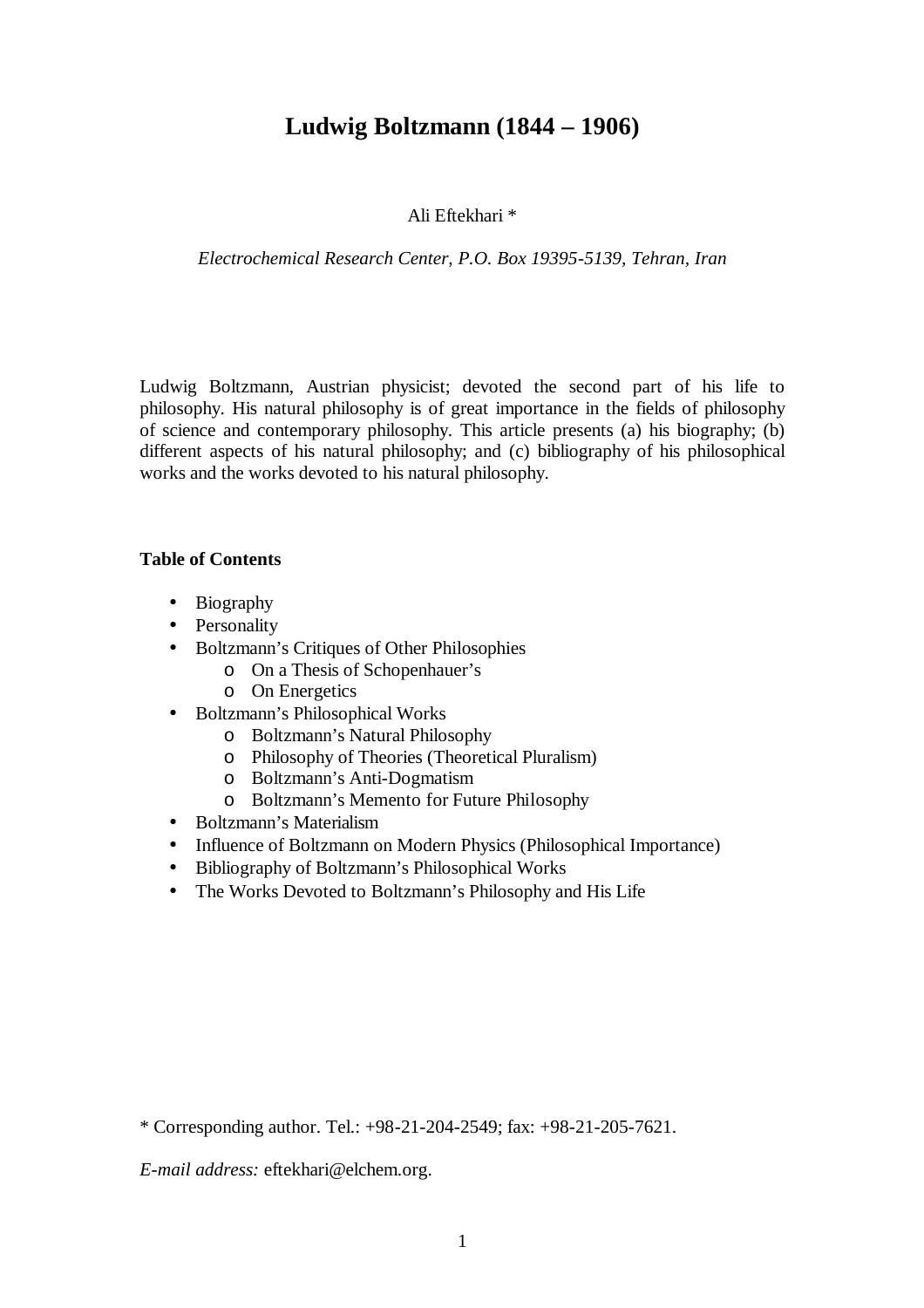# Ludwig Boltzmann (1844 – 1906)

Ali Eftekhari *

*Electrochemical Research Center, P.O. Box 19395-5139, Tehran, Iran*

Ludwig Boltzmann, Austrian physicist; devoted the second part of his life to philosophy. His natural philosophy is of great importance in the fields of philosophy of science and contemporary philosophy. This article presents (a) his biography; (b) different aspects of his natural philosophy; and (c) bibliography of his philosophical works and the works devoted to his natural philosophy.

**Table of Contents**

- Biography
- Personality
- Boltzmann's Critiques of Other Philosophies
  - On a Thesis of Schopenhauer's
  - On Energetics
- Boltzmann's Philosophical Works
  - Boltzmann's Natural Philosophy
  - Philosophy of Theories (Theoretical Pluralism)
  - Boltzmann's Anti-Dogmatism
  - Boltzmann's Memento for Future Philosophy
- Boltzmann's Materialism
- Influence of Boltzmann on Modern Physics (Philosophical Importance)
- Bibliography of Boltzmann's Philosophical Works
- The Works Devoted to Boltzmann's Philosophy and His Life

* Corresponding author. Tel.: +98-21-204-2549; fax: +98-21-205-7621.

*E-mail address:* eftekhari@elchem.org.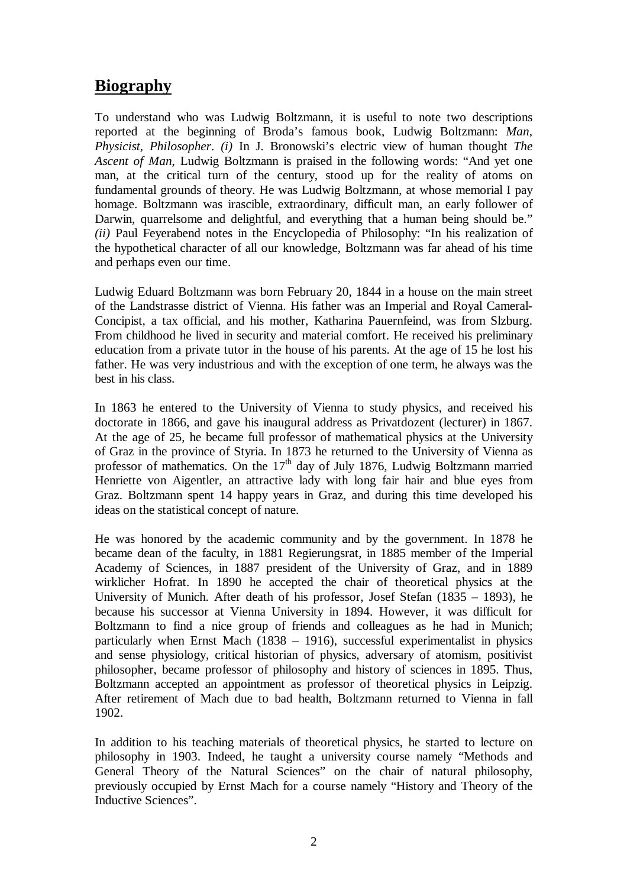## **Biography**

To understand who was Ludwig Boltzmann, it is useful to note two descriptions reported at the beginning of Broda's famous book, Ludwig Boltzmann: *Man, Physicist, Philosopher*. *(i)* In J. Bronowski's electric view of human thought *The Ascent of Man*, Ludwig Boltzmann is praised in the following words: "And yet one man, at the critical turn of the century, stood up for the reality of atoms on fundamental grounds of theory. He was Ludwig Boltzmann, at whose memorial I pay homage. Boltzmann was irascible, extraordinary, difficult man, an early follower of Darwin, quarrelsome and delightful, and everything that a human being should be." *(ii)* Paul Feyerabend notes in the Encyclopedia of Philosophy: "In his realization of the hypothetical character of all our knowledge, Boltzmann was far ahead of his time and perhaps even our time.

Ludwig Eduard Boltzmann was born February 20, 1844 in a house on the main street of the Landstrasse district of Vienna. His father was an Imperial and Royal Cameral-Concipist, a tax official, and his mother, Katharina Pauernfeind, was from Slzburg. From childhood he lived in security and material comfort. He received his preliminary education from a private tutor in the house of his parents. At the age of 15 he lost his father. He was very industrious and with the exception of one term, he always was the best in his class.

In 1863 he entered to the University of Vienna to study physics, and received his doctorate in 1866, and gave his inaugural address as Privatdozent (lecturer) in 1867. At the age of 25, he became full professor of mathematical physics at the University of Graz in the province of Styria. In 1873 he returned to the University of Vienna as professor of mathematics. On the 17th day of July 1876, Ludwig Boltzmann married Henriette von Aigentler, an attractive lady with long fair hair and blue eyes from Graz. Boltzmann spent 14 happy years in Graz, and during this time developed his ideas on the statistical concept of nature.

He was honored by the academic community and by the government. In 1878 he became dean of the faculty, in 1881 Regierungsrat, in 1885 member of the Imperial Academy of Sciences, in 1887 president of the University of Graz, and in 1889 wirklicher Hofrat. In 1890 he accepted the chair of theoretical physics at the University of Munich. After death of his professor, Josef Stefan (1835 – 1893), he because his successor at Vienna University in 1894. However, it was difficult for Boltzmann to find a nice group of friends and colleagues as he had in Munich; particularly when Ernst Mach (1838 – 1916), successful experimentalist in physics and sense physiology, critical historian of physics, adversary of atomism, positivist philosopher, became professor of philosophy and history of sciences in 1895. Thus, Boltzmann accepted an appointment as professor of theoretical physics in Leipzig. After retirement of Mach due to bad health, Boltzmann returned to Vienna in fall 1902.

In addition to his teaching materials of theoretical physics, he started to lecture on philosophy in 1903. Indeed, he taught a university course namely "Methods and General Theory of the Natural Sciences" on the chair of natural philosophy, previously occupied by Ernst Mach for a course namely "History and Theory of the Inductive Sciences".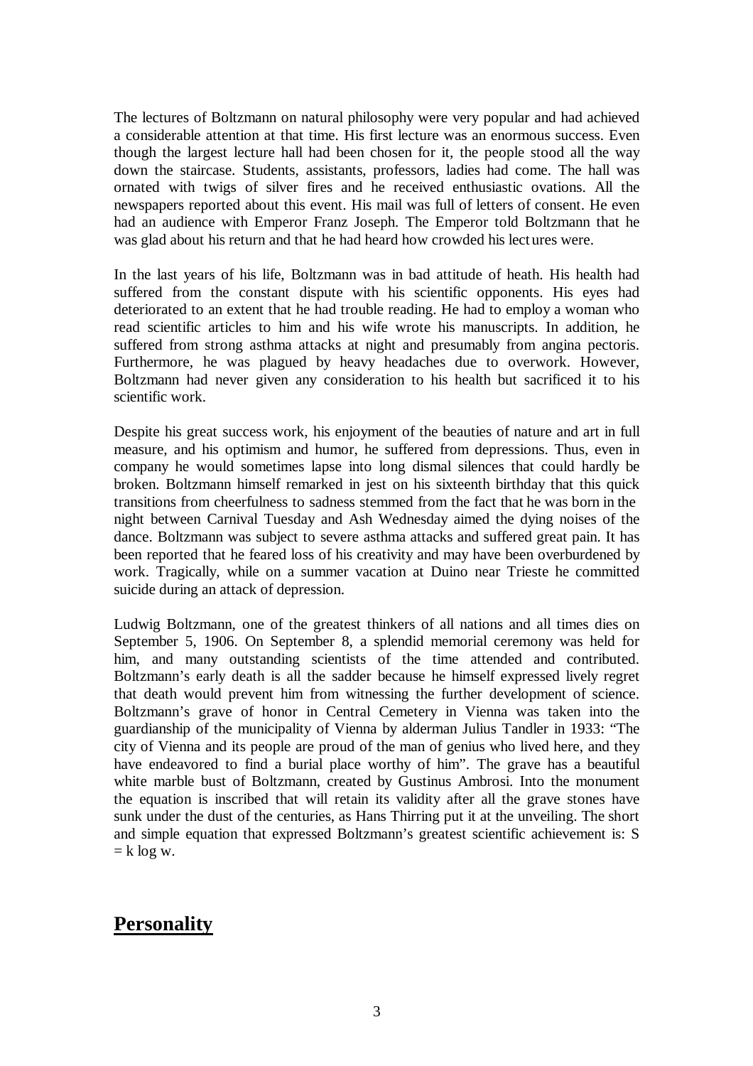The lectures of Boltzmann on natural philosophy were very popular and had achieved a considerable attention at that time. His first lecture was an enormous success. Even though the largest lecture hall had been chosen for it, the people stood all the way down the staircase. Students, assistants, professors, ladies had come. The hall was ornated with twigs of silver fires and he received enthusiastic ovations. All the newspapers reported about this event. His mail was full of letters of consent. He even had an audience with Emperor Franz Joseph. The Emperor told Boltzmann that he was glad about his return and that he had heard how crowded his lectures were.

In the last years of his life, Boltzmann was in bad attitude of heath. His health had suffered from the constant dispute with his scientific opponents. His eyes had deteriorated to an extent that he had trouble reading. He had to employ a woman who read scientific articles to him and his wife wrote his manuscripts. In addition, he suffered from strong asthma attacks at night and presumably from angina pectoris. Furthermore, he was plagued by heavy headaches due to overwork. However, Boltzmann had never given any consideration to his health but sacrificed it to his scientific work.

Despite his great success work, his enjoyment of the beauties of nature and art in full measure, and his optimism and humor, he suffered from depressions. Thus, even in company he would sometimes lapse into long dismal silences that could hardly be broken. Boltzmann himself remarked in jest on his sixteenth birthday that this quick transitions from cheerfulness to sadness stemmed from the fact that he was born in the night between Carnival Tuesday and Ash Wednesday aimed the dying noises of the dance. Boltzmann was subject to severe asthma attacks and suffered great pain. It has been reported that he feared loss of his creativity and may have been overburdened by work. Tragically, while on a summer vacation at Duino near Trieste he committed suicide during an attack of depression.

Ludwig Boltzmann, one of the greatest thinkers of all nations and all times dies on September 5, 1906. On September 8, a splendid memorial ceremony was held for him, and many outstanding scientists of the time attended and contributed. Boltzmann's early death is all the sadder because he himself expressed lively regret that death would prevent him from witnessing the further development of science. Boltzmann's grave of honor in Central Cemetery in Vienna was taken into the guardianship of the municipality of Vienna by alderman Julius Tandler in 1933: "The city of Vienna and its people are proud of the man of genius who lived here, and they have endeavored to find a burial place worthy of him". The grave has a beautiful white marble bust of Boltzmann, created by Gustinus Ambrosi. Into the monument the equation is inscribed that will retain its validity after all the grave stones have sunk under the dust of the centuries, as Hans Thirring put it at the unveiling. The short and simple equation that expressed Boltzmann's greatest scientific achievement is: $S = k \log w$.

## Personality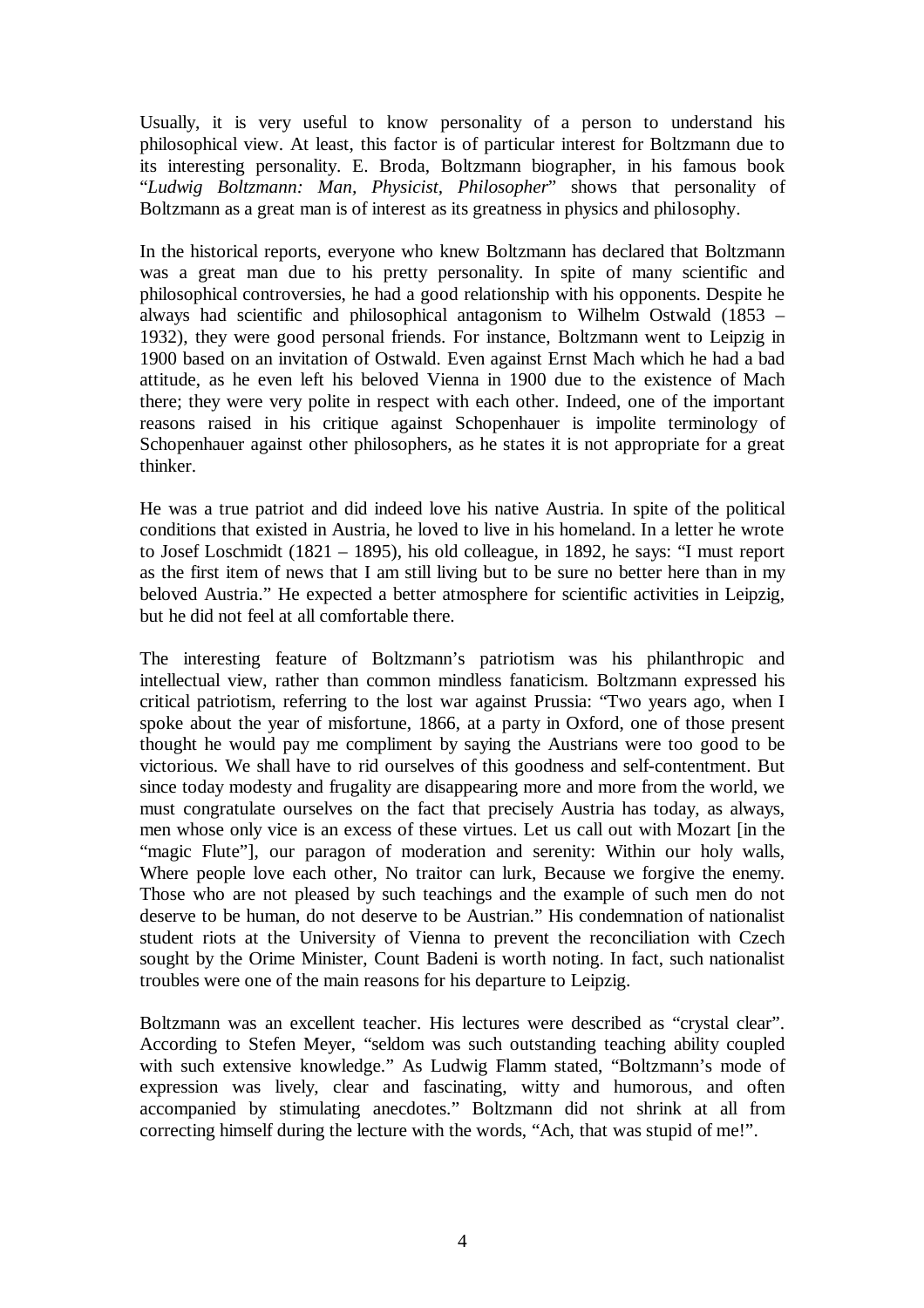Usually, it is very useful to know personality of a person to understand his philosophical view. At least, this factor is of particular interest for Boltzmann due to its interesting personality. E. Broda, Boltzmann biographer, in his famous book "*Ludwig Boltzmann: Man, Physicist, Philosopher*" shows that personality of Boltzmann as a great man is of interest as its greatness in physics and philosophy.

In the historical reports, everyone who knew Boltzmann has declared that Boltzmann was a great man due to his pretty personality. In spite of many scientific and philosophical controversies, he had a good relationship with his opponents. Despite he always had scientific and philosophical antagonism to Wilhelm Ostwald (1853 – 1932), they were good personal friends. For instance, Boltzmann went to Leipzig in 1900 based on an invitation of Ostwald. Even against Ernst Mach which he had a bad attitude, as he even left his beloved Vienna in 1900 due to the existence of Mach there; they were very polite in respect with each other. Indeed, one of the important reasons raised in his critique against Schopenhauer is impolite terminology of Schopenhauer against other philosophers, as he states it is not appropriate for a great thinker.

He was a true patriot and did indeed love his native Austria. In spite of the political conditions that existed in Austria, he loved to live in his homeland. In a letter he wrote to Josef Loschmidt (1821 – 1895), his old colleague, in 1892, he says: "I must report as the first item of news that I am still living but to be sure no better here than in my beloved Austria." He expected a better atmosphere for scientific activities in Leipzig, but he did not feel at all comfortable there.

The interesting feature of Boltzmann's patriotism was his philanthropic and intellectual view, rather than common mindless fanaticism. Boltzmann expressed his critical patriotism, referring to the lost war against Prussia: "Two years ago, when I spoke about the year of misfortune, 1866, at a party in Oxford, one of those present thought he would pay me compliment by saying the Austrians were too good to be victorious. We shall have to rid ourselves of this goodness and self-contentment. But since today modesty and frugality are disappearing more and more from the world, we must congratulate ourselves on the fact that precisely Austria has today, as always, men whose only vice is an excess of these virtues. Let us call out with Mozart [in the "magic Flute"], our paragon of moderation and serenity: Within our holy walls, Where people love each other, No traitor can lurk, Because we forgive the enemy. Those who are not pleased by such teachings and the example of such men do not deserve to be human, do not deserve to be Austrian." His condemnation of nationalist student riots at the University of Vienna to prevent the reconciliation with Czech sought by the Orime Minister, Count Badeni is worth noting. In fact, such nationalist troubles were one of the main reasons for his departure to Leipzig.

Boltzmann was an excellent teacher. His lectures were described as "crystal clear". According to Stefen Meyer, "seldom was such outstanding teaching ability coupled with such extensive knowledge." As Ludwig Flamm stated, "Boltzmann's mode of expression was lively, clear and fascinating, witty and humorous, and often accompanied by stimulating anecdotes." Boltzmann did not shrink at all from correcting himself during the lecture with the words, "Ach, that was stupid of me!".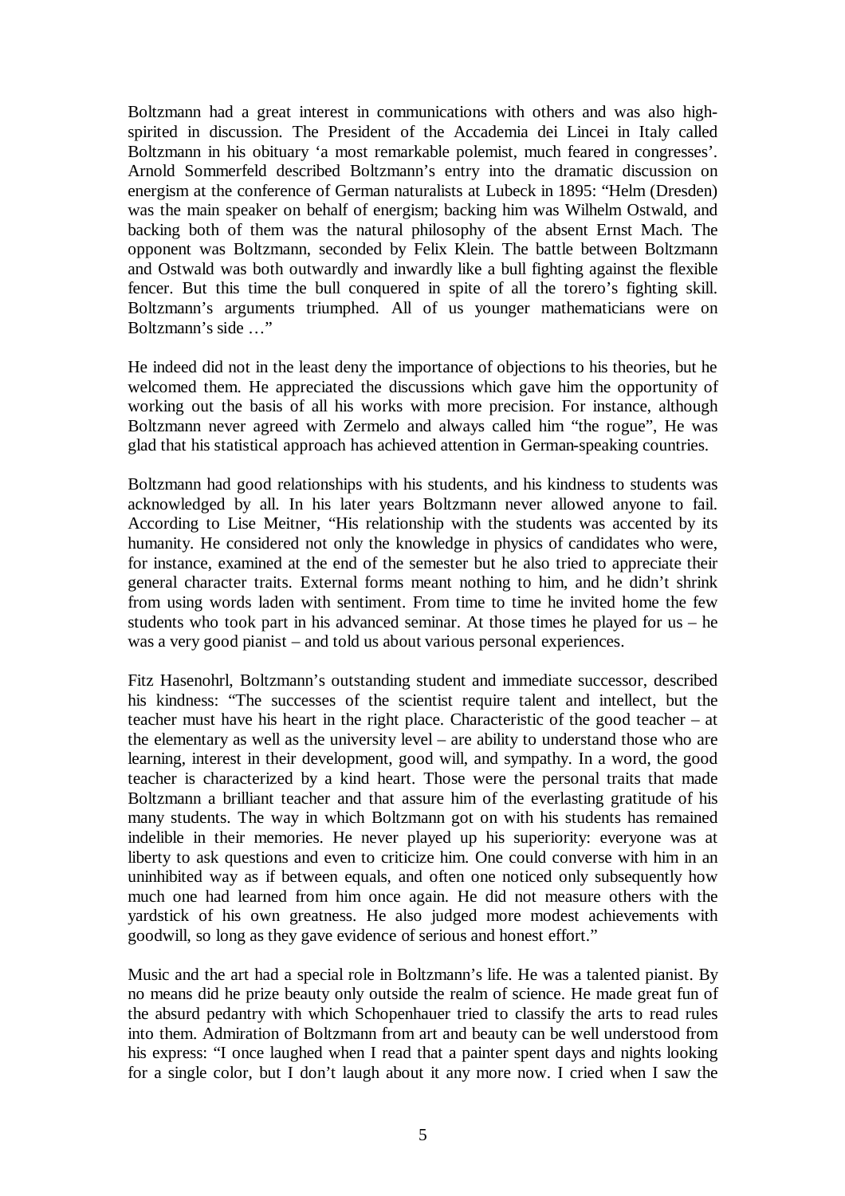Boltzmann had a great interest in communications with others and was also high-spirited in discussion. The President of the Accademia dei Lincei in Italy called Boltzmann in his obituary 'a most remarkable polemist, much feared in congresses'. Arnold Sommerfeld described Boltzmann's entry into the dramatic discussion on energism at the conference of German naturalists at Lubeck in 1895: "Helm (Dresden) was the main speaker on behalf of energism; backing him was Wilhelm Ostwald, and backing both of them was the natural philosophy of the absent Ernst Mach. The opponent was Boltzmann, seconded by Felix Klein. The battle between Boltzmann and Ostwald was both outwardly and inwardly like a bull fighting against the flexible fencer. But this time the bull conquered in spite of all the torero's fighting skill. Boltzmann's arguments triumphed. All of us younger mathematicians were on Boltzmann's side …"

He indeed did not in the least deny the importance of objections to his theories, but he welcomed them. He appreciated the discussions which gave him the opportunity of working out the basis of all his works with more precision. For instance, although Boltzmann never agreed with Zermelo and always called him "the rogue", He was glad that his statistical approach has achieved attention in German-speaking countries.

Boltzmann had good relationships with his students, and his kindness to students was acknowledged by all. In his later years Boltzmann never allowed anyone to fail. According to Lise Meitner, "His relationship with the students was accented by its humanity. He considered not only the knowledge in physics of candidates who were, for instance, examined at the end of the semester but he also tried to appreciate their general character traits. External forms meant nothing to him, and he didn't shrink from using words laden with sentiment. From time to time he invited home the few students who took part in his advanced seminar. At those times he played for us – he was a very good pianist – and told us about various personal experiences.

Fitz Hasenohrl, Boltzmann's outstanding student and immediate successor, described his kindness: "The successes of the scientist require talent and intellect, but the teacher must have his heart in the right place. Characteristic of the good teacher – at the elementary as well as the university level – are ability to understand those who are learning, interest in their development, good will, and sympathy. In a word, the good teacher is characterized by a kind heart. Those were the personal traits that made Boltzmann a brilliant teacher and that assure him of the everlasting gratitude of his many students. The way in which Boltzmann got on with his students has remained indelible in their memories. He never played up his superiority: everyone was at liberty to ask questions and even to criticize him. One could converse with him in an uninhibited way as if between equals, and often one noticed only subsequently how much one had learned from him once again. He did not measure others with the yardstick of his own greatness. He also judged more modest achievements with goodwill, so long as they gave evidence of serious and honest effort."

Music and the art had a special role in Boltzmann's life. He was a talented pianist. By no means did he prize beauty only outside the realm of science. He made great fun of the absurd pedantry with which Schopenhauer tried to classify the arts to read rules into them. Admiration of Boltzmann from art and beauty can be well understood from his express: "I once laughed when I read that a painter spent days and nights looking for a single color, but I don't laugh about it any more now. I cried when I saw the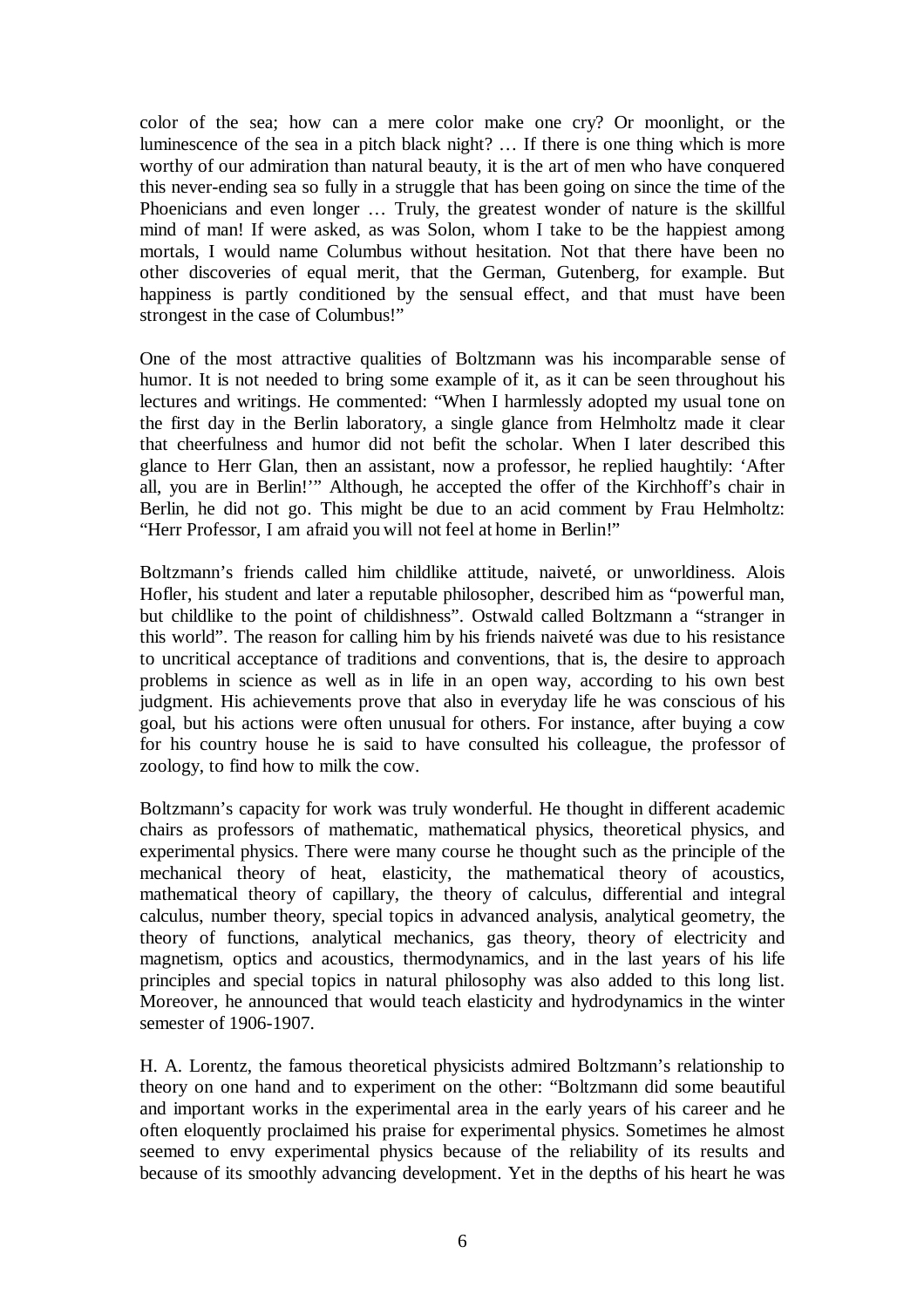color of the sea; how can a mere color make one cry? Or moonlight, or the luminescence of the sea in a pitch black night? … If there is one thing which is more worthy of our admiration than natural beauty, it is the art of men who have conquered this never-ending sea so fully in a struggle that has been going on since the time of the Phoenicians and even longer … Truly, the greatest wonder of nature is the skillful mind of man! If were asked, as was Solon, whom I take to be the happiest among mortals, I would name Columbus without hesitation. Not that there have been no other discoveries of equal merit, that the German, Gutenberg, for example. But happiness is partly conditioned by the sensual effect, and that must have been strongest in the case of Columbus!"

One of the most attractive qualities of Boltzmann was his incomparable sense of humor. It is not needed to bring some example of it, as it can be seen throughout his lectures and writings. He commented: "When I harmlessly adopted my usual tone on the first day in the Berlin laboratory, a single glance from Helmholtz made it clear that cheerfulness and humor did not befit the scholar. When I later described this glance to Herr Glan, then an assistant, now a professor, he replied haughtily: 'After all, you are in Berlin!'" Although, he accepted the offer of the Kirchhoff's chair in Berlin, he did not go. This might be due to an acid comment by Frau Helmholtz: "Herr Professor, I am afraid you will not feel at home in Berlin!"

Boltzmann's friends called him childlike attitude, naiveté, or unworldiness. Alois Hofler, his student and later a reputable philosopher, described him as "powerful man, but childlike to the point of childishness". Ostwald called Boltzmann a "stranger in this world". The reason for calling him by his friends naiveté was due to his resistance to uncritical acceptance of traditions and conventions, that is, the desire to approach problems in science as well as in life in an open way, according to his own best judgment. His achievements prove that also in everyday life he was conscious of his goal, but his actions were often unusual for others. For instance, after buying a cow for his country house he is said to have consulted his colleague, the professor of zoology, to find how to milk the cow.

Boltzmann's capacity for work was truly wonderful. He thought in different academic chairs as professors of mathematic, mathematical physics, theoretical physics, and experimental physics. There were many course he thought such as the principle of the mechanical theory of heat, elasticity, the mathematical theory of acoustics, mathematical theory of capillary, the theory of calculus, differential and integral calculus, number theory, special topics in advanced analysis, analytical geometry, the theory of functions, analytical mechanics, gas theory, theory of electricity and magnetism, optics and acoustics, thermodynamics, and in the last years of his life principles and special topics in natural philosophy was also added to this long list. Moreover, he announced that would teach elasticity and hydrodynamics in the winter semester of 1906-1907.

H. A. Lorentz, the famous theoretical physicists admired Boltzmann's relationship to theory on one hand and to experiment on the other: "Boltzmann did some beautiful and important works in the experimental area in the early years of his career and he often eloquently proclaimed his praise for experimental physics. Sometimes he almost seemed to envy experimental physics because of the reliability of its results and because of its smoothly advancing development. Yet in the depths of his heart he was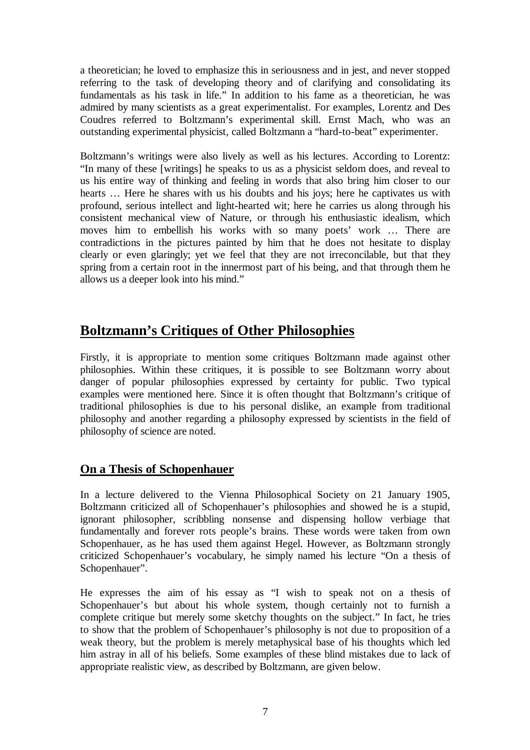a theoretician; he loved to emphasize this in seriousness and in jest, and never stopped referring to the task of developing theory and of clarifying and consolidating its fundamentals as his task in life." In addition to his fame as a theoretician, he was admired by many scientists as a great experimentalist. For examples, Lorentz and Des Coudres referred to Boltzmann's experimental skill. Ernst Mach, who was an outstanding experimental physicist, called Boltzmann a "hard-to-beat" experimenter.

Boltzmann's writings were also lively as well as his lectures. According to Lorentz: "In many of these [writings] he speaks to us as a physicist seldom does, and reveal to us his entire way of thinking and feeling in words that also bring him closer to our hearts … Here he shares with us his doubts and his joys; here he captivates us with profound, serious intellect and light-hearted wit; here he carries us along through his consistent mechanical view of Nature, or through his enthusiastic idealism, which moves him to embellish his works with so many poets' work … There are contradictions in the pictures painted by him that he does not hesitate to display clearly or even glaringly; yet we feel that they are not irreconcilable, but that they spring from a certain root in the innermost part of his being, and that through them he allows us a deeper look into his mind."

## Boltzmann's Critiques of Other Philosophies

Firstly, it is appropriate to mention some critiques Boltzmann made against other philosophies. Within these critiques, it is possible to see Boltzmann worry about danger of popular philosophies expressed by certainty for public. Two typical examples were mentioned here. Since it is often thought that Boltzmann's critique of traditional philosophies is due to his personal dislike, an example from traditional philosophy and another regarding a philosophy expressed by scientists in the field of philosophy of science are noted.

### On a Thesis of Schopenhauer

In a lecture delivered to the Vienna Philosophical Society on 21 January 1905, Boltzmann criticized all of Schopenhauer's philosophies and showed he is a stupid, ignorant philosopher, scribbling nonsense and dispensing hollow verbiage that fundamentally and forever rots people's brains. These words were taken from own Schopenhauer, as he has used them against Hegel. However, as Boltzmann strongly criticized Schopenhauer's vocabulary, he simply named his lecture "On a thesis of Schopenhauer".

He expresses the aim of his essay as "I wish to speak not on a thesis of Schopenhauer's but about his whole system, though certainly not to furnish a complete critique but merely some sketchy thoughts on the subject." In fact, he tries to show that the problem of Schopenhauer's philosophy is not due to proposition of a weak theory, but the problem is merely metaphysical base of his thoughts which led him astray in all of his beliefs. Some examples of these blind mistakes due to lack of appropriate realistic view, as described by Boltzmann, are given below.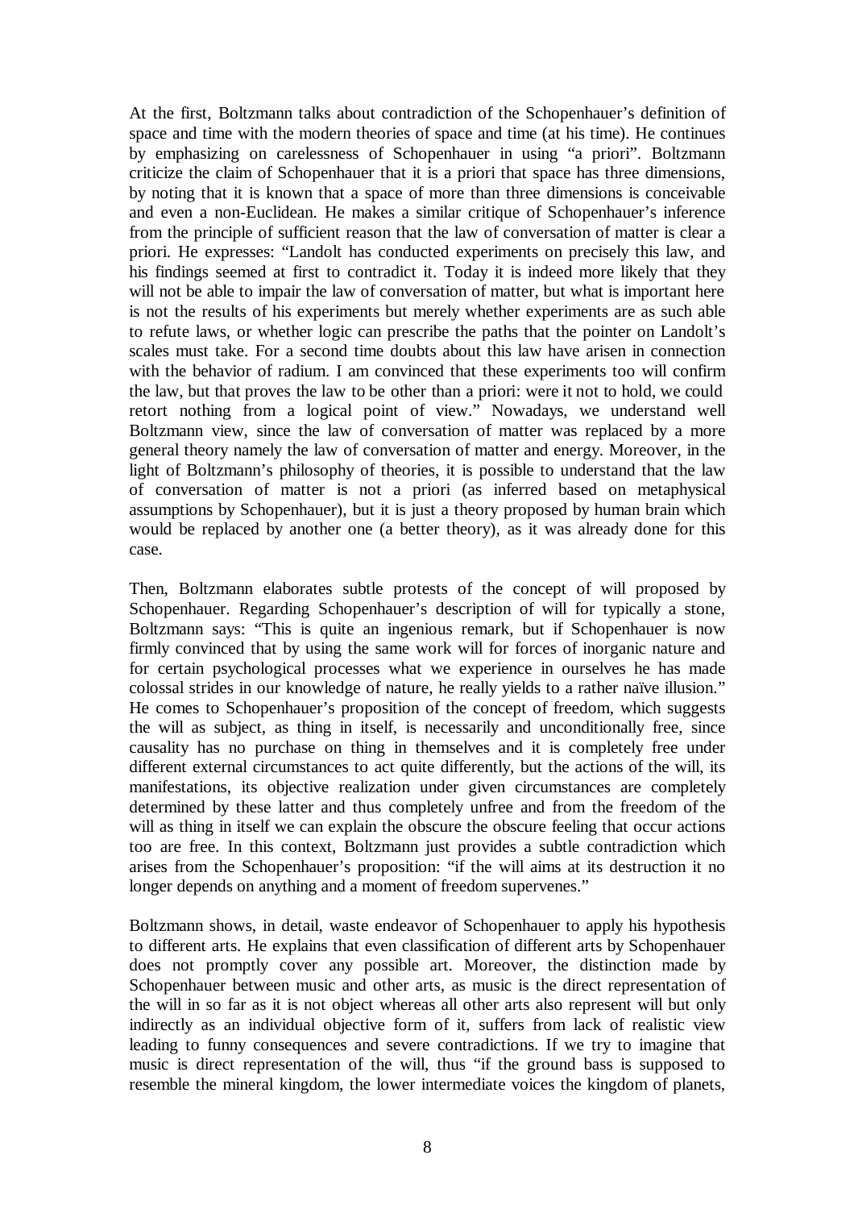At the first, Boltzmann talks about contradiction of the Schopenhauer's definition of space and time with the modern theories of space and time (at his time). He continues by emphasizing on carelessness of Schopenhauer in using "a priori". Boltzmann criticize the claim of Schopenhauer that it is a priori that space has three dimensions, by noting that it is known that a space of more than three dimensions is conceivable and even a non-Euclidean. He makes a similar critique of Schopenhauer's inference from the principle of sufficient reason that the law of conversation of matter is clear a priori. He expresses: "Landolt has conducted experiments on precisely this law, and his findings seemed at first to contradict it. Today it is indeed more likely that they will not be able to impair the law of conversation of matter, but what is important here is not the results of his experiments but merely whether experiments are as such able to refute laws, or whether logic can prescribe the paths that the pointer on Landolt's scales must take. For a second time doubts about this law have arisen in connection with the behavior of radium. I am convinced that these experiments too will confirm the law, but that proves the law to be other than a priori: were it not to hold, we could retort nothing from a logical point of view." Nowadays, we understand well Boltzmann view, since the law of conversation of matter was replaced by a more general theory namely the law of conversation of matter and energy. Moreover, in the light of Boltzmann's philosophy of theories, it is possible to understand that the law of conversation of matter is not a priori (as inferred based on metaphysical assumptions by Schopenhauer), but it is just a theory proposed by human brain which would be replaced by another one (a better theory), as it was already done for this case.

Then, Boltzmann elaborates subtle protests of the concept of will proposed by Schopenhauer. Regarding Schopenhauer's description of will for typically a stone, Boltzmann says: "This is quite an ingenious remark, but if Schopenhauer is now firmly convinced that by using the same work will for forces of inorganic nature and for certain psychological processes what we experience in ourselves he has made colossal strides in our knowledge of nature, he really yields to a rather naïve illusion." He comes to Schopenhauer's proposition of the concept of freedom, which suggests the will as subject, as thing in itself, is necessarily and unconditionally free, since causality has no purchase on thing in themselves and it is completely free under different external circumstances to act quite differently, but the actions of the will, its manifestations, its objective realization under given circumstances are completely determined by these latter and thus completely unfree and from the freedom of the will as thing in itself we can explain the obscure the obscure feeling that occur actions too are free. In this context, Boltzmann just provides a subtle contradiction which arises from the Schopenhauer's proposition: "if the will aims at its destruction it no longer depends on anything and a moment of freedom supervenes."

Boltzmann shows, in detail, waste endeavor of Schopenhauer to apply his hypothesis to different arts. He explains that even classification of different arts by Schopenhauer does not promptly cover any possible art. Moreover, the distinction made by Schopenhauer between music and other arts, as music is the direct representation of the will in so far as it is not object whereas all other arts also represent will but only indirectly as an individual objective form of it, suffers from lack of realistic view leading to funny consequences and severe contradictions. If we try to imagine that music is direct representation of the will, thus "if the ground bass is supposed to resemble the mineral kingdom, the lower intermediate voices the kingdom of planets,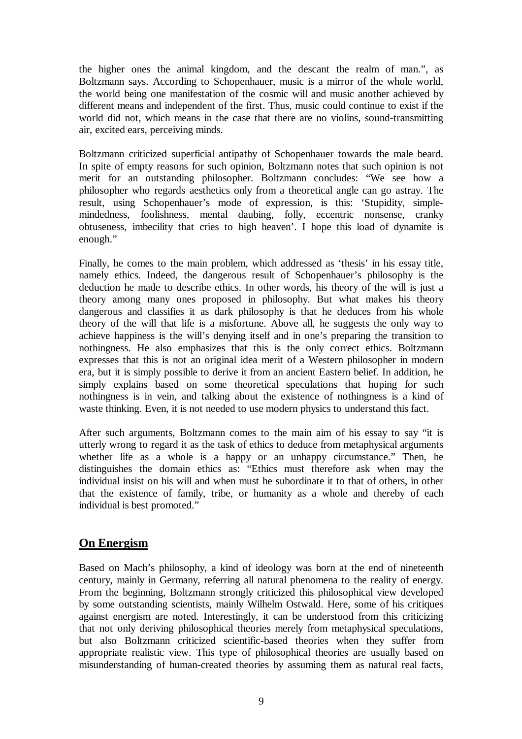the higher ones the animal kingdom, and the descant the realm of man.", as Boltzmann says. According to Schopenhauer, music is a mirror of the whole world, the world being one manifestation of the cosmic will and music another achieved by different means and independent of the first. Thus, music could continue to exist if the world did not, which means in the case that there are no violins, sound-transmitting air, excited ears, perceiving minds.

Boltzmann criticized superficial antipathy of Schopenhauer towards the male beard. In spite of empty reasons for such opinion, Boltzmann notes that such opinion is not merit for an outstanding philosopher. Boltzmann concludes: "We see how a philosopher who regards aesthetics only from a theoretical angle can go astray. The result, using Schopenhauer's mode of expression, is this: 'Stupidity, simple-mindedness, foolishness, mental daubing, folly, eccentric nonsense, cranky obtuseness, imbecility that cries to high heaven'. I hope this load of dynamite is enough."

Finally, he comes to the main problem, which addressed as 'thesis' in his essay title, namely ethics. Indeed, the dangerous result of Schopenhauer's philosophy is the deduction he made to describe ethics. In other words, his theory of the will is just a theory among many ones proposed in philosophy. But what makes his theory dangerous and classifies it as dark philosophy is that he deduces from his whole theory of the will that life is a misfortune. Above all, he suggests the only way to achieve happiness is the will's denying itself and in one's preparing the transition to nothingness. He also emphasizes that this is the only correct ethics. Boltzmann expresses that this is not an original idea merit of a Western philosopher in modern era, but it is simply possible to derive it from an ancient Eastern belief. In addition, he simply explains based on some theoretical speculations that hoping for such nothingness is in vein, and talking about the existence of nothingness is a kind of waste thinking. Even, it is not needed to use modern physics to understand this fact.

After such arguments, Boltzmann comes to the main aim of his essay to say "it is utterly wrong to regard it as the task of ethics to deduce from metaphysical arguments whether life as a whole is a happy or an unhappy circumstance." Then, he distinguishes the domain ethics as: "Ethics must therefore ask when may the individual insist on his will and when must he subordinate it to that of others, in other that the existence of family, tribe, or humanity as a whole and thereby of each individual is best promoted."

## On Energism

Based on Mach's philosophy, a kind of ideology was born at the end of nineteenth century, mainly in Germany, referring all natural phenomena to the reality of energy. From the beginning, Boltzmann strongly criticized this philosophical view developed by some outstanding scientists, mainly Wilhelm Ostwald. Here, some of his critiques against energism are noted. Interestingly, it can be understood from this criticizing that not only deriving philosophical theories merely from metaphysical speculations, but also Boltzmann criticized scientific-based theories when they suffer from appropriate realistic view. This type of philosophical theories are usually based on misunderstanding of human-created theories by assuming them as natural real facts,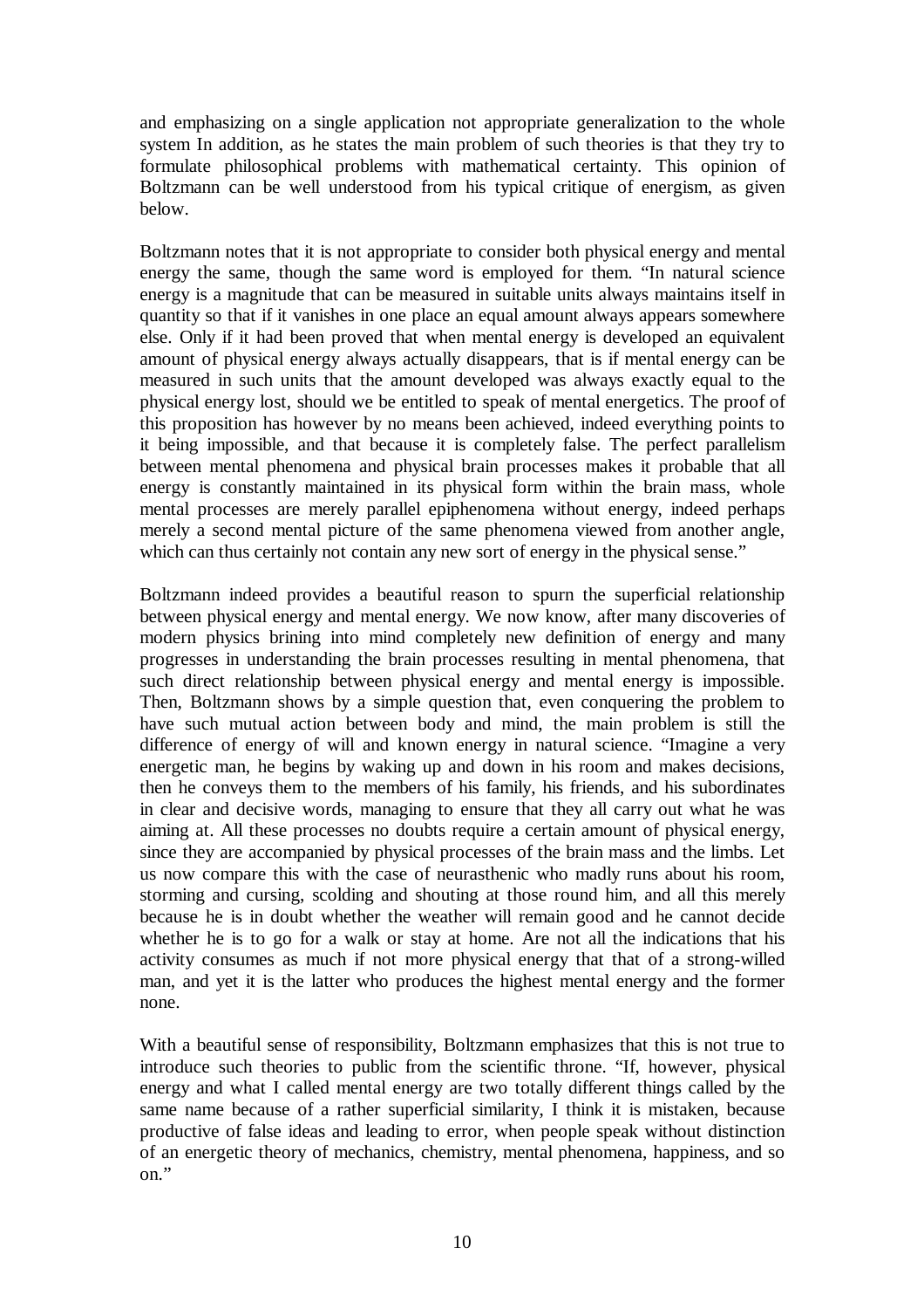and emphasizing on a single application not appropriate generalization to the whole system In addition, as he states the main problem of such theories is that they try to formulate philosophical problems with mathematical certainty. This opinion of Boltzmann can be well understood from his typical critique of energism, as given below.

Boltzmann notes that it is not appropriate to consider both physical energy and mental energy the same, though the same word is employed for them. "In natural science energy is a magnitude that can be measured in suitable units always maintains itself in quantity so that if it vanishes in one place an equal amount always appears somewhere else. Only if it had been proved that when mental energy is developed an equivalent amount of physical energy always actually disappears, that is if mental energy can be measured in such units that the amount developed was always exactly equal to the physical energy lost, should we be entitled to speak of mental energetics. The proof of this proposition has however by no means been achieved, indeed everything points to it being impossible, and that because it is completely false. The perfect parallelism between mental phenomena and physical brain processes makes it probable that all energy is constantly maintained in its physical form within the brain mass, whole mental processes are merely parallel epiphenomena without energy, indeed perhaps merely a second mental picture of the same phenomena viewed from another angle, which can thus certainly not contain any new sort of energy in the physical sense."

Boltzmann indeed provides a beautiful reason to spurn the superficial relationship between physical energy and mental energy. We now know, after many discoveries of modern physics brining into mind completely new definition of energy and many progresses in understanding the brain processes resulting in mental phenomena, that such direct relationship between physical energy and mental energy is impossible. Then, Boltzmann shows by a simple question that, even conquering the problem to have such mutual action between body and mind, the main problem is still the difference of energy of will and known energy in natural science. "Imagine a very energetic man, he begins by waking up and down in his room and makes decisions, then he conveys them to the members of his family, his friends, and his subordinates in clear and decisive words, managing to ensure that they all carry out what he was aiming at. All these processes no doubts require a certain amount of physical energy, since they are accompanied by physical processes of the brain mass and the limbs. Let us now compare this with the case of neurasthenic who madly runs about his room, storming and cursing, scolding and shouting at those round him, and all this merely because he is in doubt whether the weather will remain good and he cannot decide whether he is to go for a walk or stay at home. Are not all the indications that his activity consumes as much if not more physical energy that that of a strong-willed man, and yet it is the latter who produces the highest mental energy and the former none.

With a beautiful sense of responsibility, Boltzmann emphasizes that this is not true to introduce such theories to public from the scientific throne. "If, however, physical energy and what I called mental energy are two totally different things called by the same name because of a rather superficial similarity, I think it is mistaken, because productive of false ideas and leading to error, when people speak without distinction of an energetic theory of mechanics, chemistry, mental phenomena, happiness, and so on."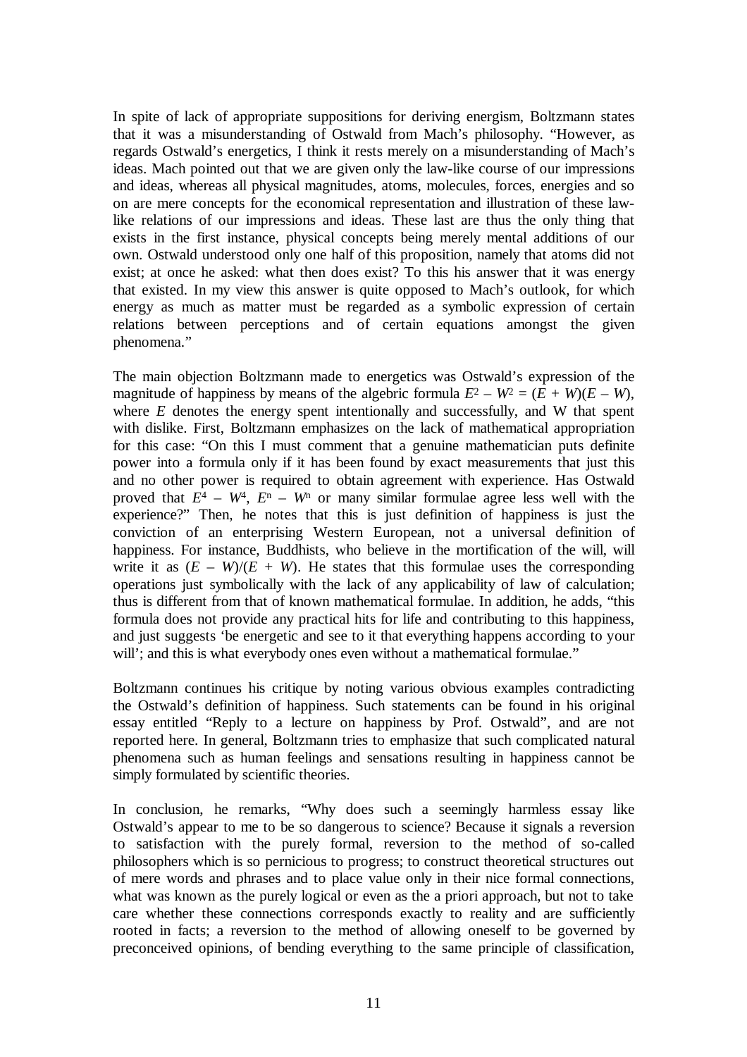In spite of lack of appropriate suppositions for deriving energism, Boltzmann states that it was a misunderstanding of Ostwald from Mach's philosophy. "However, as regards Ostwald's energetics, I think it rests merely on a misunderstanding of Mach's ideas. Mach pointed out that we are given only the law-like course of our impressions and ideas, whereas all physical magnitudes, atoms, molecules, forces, energies and so on are mere concepts for the economical representation and illustration of these law-like relations of our impressions and ideas. These last are thus the only thing that exists in the first instance, physical concepts being merely mental additions of our own. Ostwald understood only one half of this proposition, namely that atoms did not exist; at once he asked: what then does exist? To this his answer that it was energy that existed. In my view this answer is quite opposed to Mach's outlook, for which energy as much as matter must be regarded as a symbolic expression of certain relations between perceptions and of certain equations amongst the given phenomena."

The main objection Boltzmann made to energetics was Ostwald's expression of the magnitude of happiness by means of the algebric formula $E^2 - W^2 = (E + W)(E - W)$, where $E$ denotes the energy spent intentionally and successfully, and W that spent with dislike. First, Boltzmann emphasizes on the lack of mathematical appropriation for this case: "On this I must comment that a genuine mathematician puts definite power into a formula only if it has been found by exact measurements that just this and no other power is required to obtain agreement with experience. Has Ostwald proved that $E^4 - W^4$, $E^n - W^n$ or many similar formulae agree less well with the experience?" Then, he notes that this is just definition of happiness is just the conviction of an enterprising Western European, not a universal definition of happiness. For instance, Buddhists, who believe in the mortification of the will, will write it as $(E - W)/(E + W)$. He states that this formulae uses the corresponding operations just symbolically with the lack of any applicability of law of calculation; thus is different from that of known mathematical formulae. In addition, he adds, "this formula does not provide any practical hits for life and contributing to this happiness, and just suggests 'be energetic and see to it that everything happens according to your will'; and this is what everybody ones even without a mathematical formulae."

Boltzmann continues his critique by noting various obvious examples contradicting the Ostwald's definition of happiness. Such statements can be found in his original essay entitled "Reply to a lecture on happiness by Prof. Ostwald", and are not reported here. In general, Boltzmann tries to emphasize that such complicated natural phenomena such as human feelings and sensations resulting in happiness cannot be simply formulated by scientific theories.

In conclusion, he remarks, "Why does such a seemingly harmless essay like Ostwald's appear to me to be so dangerous to science? Because it signals a reversion to satisfaction with the purely formal, reversion to the method of so-called philosophers which is so pernicious to progress; to construct theoretical structures out of mere words and phrases and to place value only in their nice formal connections, what was known as the purely logical or even as the a priori approach, but not to take care whether these connections corresponds exactly to reality and are sufficiently rooted in facts; a reversion to the method of allowing oneself to be governed by preconceived opinions, of bending everything to the same principle of classification,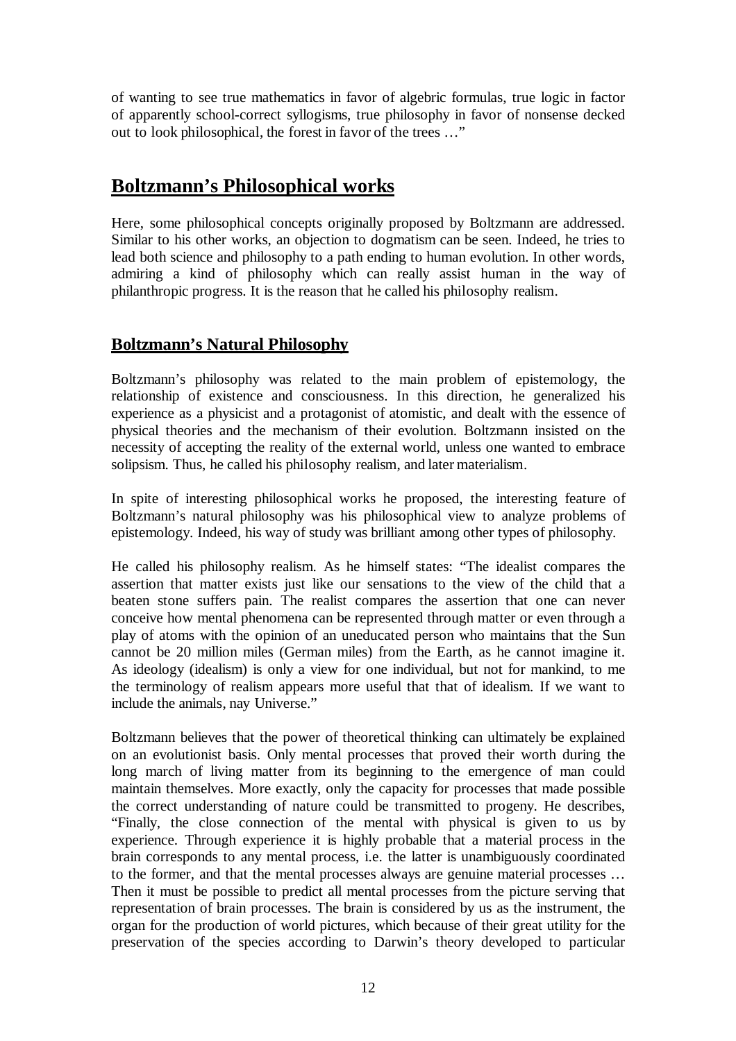of wanting to see true mathematics in favor of algebric formulas, true logic in factor of apparently school-correct syllogisms, true philosophy in favor of nonsense decked out to look philosophical, the forest in favor of the trees …"

## Boltzmann's Philosophical works

Here, some philosophical concepts originally proposed by Boltzmann are addressed. Similar to his other works, an objection to dogmatism can be seen. Indeed, he tries to lead both science and philosophy to a path ending to human evolution. In other words, admiring a kind of philosophy which can really assist human in the way of philanthropic progress. It is the reason that he called his philosophy realism.

### Boltzmann's Natural Philosophy

Boltzmann's philosophy was related to the main problem of epistemology, the relationship of existence and consciousness. In this direction, he generalized his experience as a physicist and a protagonist of atomistic, and dealt with the essence of physical theories and the mechanism of their evolution. Boltzmann insisted on the necessity of accepting the reality of the external world, unless one wanted to embrace solipsism. Thus, he called his philosophy realism, and later materialism.

In spite of interesting philosophical works he proposed, the interesting feature of Boltzmann's natural philosophy was his philosophical view to analyze problems of epistemology. Indeed, his way of study was brilliant among other types of philosophy.

He called his philosophy realism. As he himself states: "The idealist compares the assertion that matter exists just like our sensations to the view of the child that a beaten stone suffers pain. The realist compares the assertion that one can never conceive how mental phenomena can be represented through matter or even through a play of atoms with the opinion of an uneducated person who maintains that the Sun cannot be 20 million miles (German miles) from the Earth, as he cannot imagine it. As ideology (idealism) is only a view for one individual, but not for mankind, to me the terminology of realism appears more useful that that of idealism. If we want to include the animals, nay Universe."

Boltzmann believes that the power of theoretical thinking can ultimately be explained on an evolutionist basis. Only mental processes that proved their worth during the long march of living matter from its beginning to the emergence of man could maintain themselves. More exactly, only the capacity for processes that made possible the correct understanding of nature could be transmitted to progeny. He describes, "Finally, the close connection of the mental with physical is given to us by experience. Through experience it is highly probable that a material process in the brain corresponds to any mental process, i.e. the latter is unambiguously coordinated to the former, and that the mental processes always are genuine material processes … Then it must be possible to predict all mental processes from the picture serving that representation of brain processes. The brain is considered by us as the instrument, the organ for the production of world pictures, which because of their great utility for the preservation of the species according to Darwin's theory developed to particular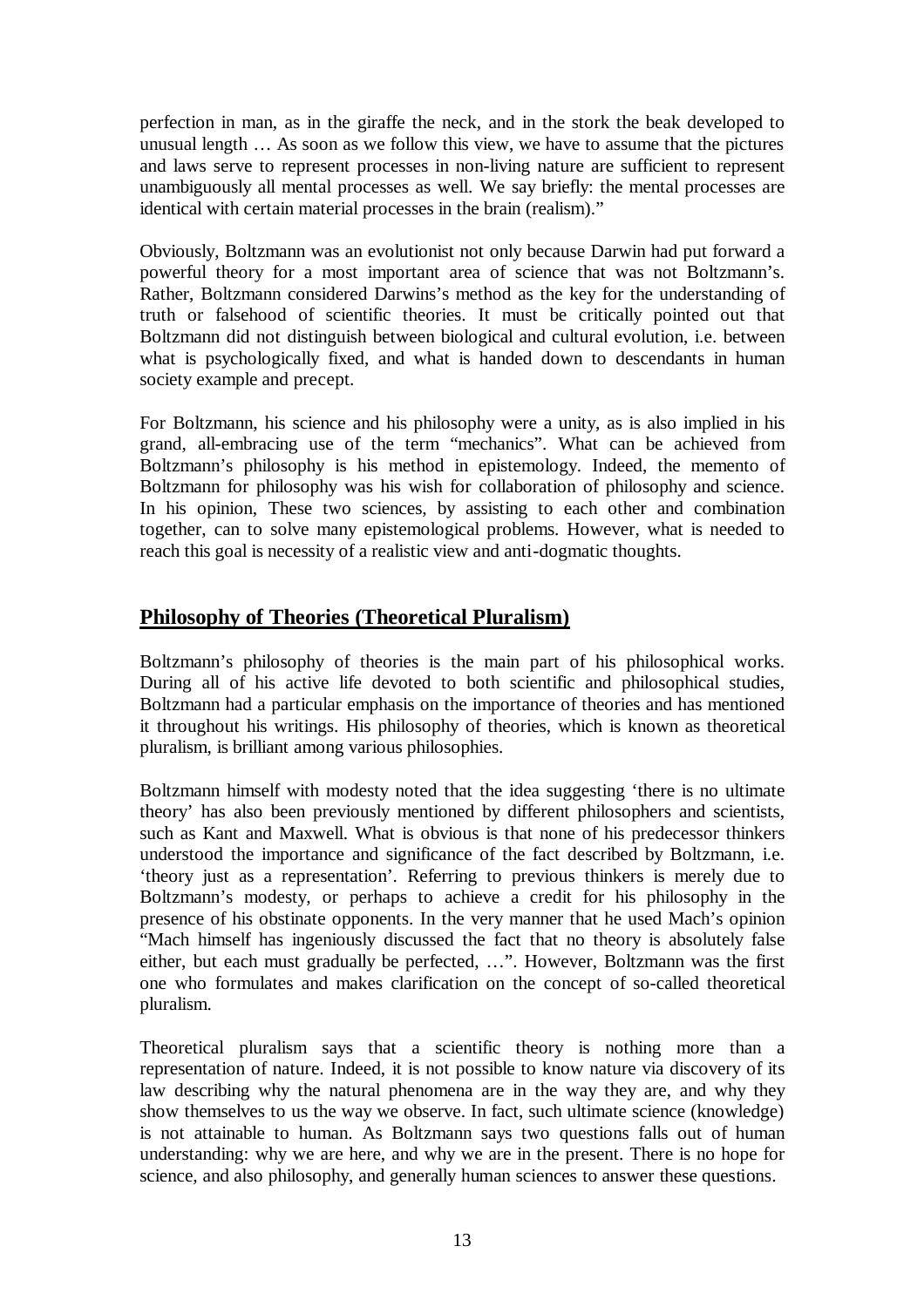perfection in man, as in the giraffe the neck, and in the stork the beak developed to unusual length … As soon as we follow this view, we have to assume that the pictures and laws serve to represent processes in non-living nature are sufficient to represent unambiguously all mental processes as well. We say briefly: the mental processes are identical with certain material processes in the brain (realism)."

Obviously, Boltzmann was an evolutionist not only because Darwin had put forward a powerful theory for a most important area of science that was not Boltzmann's. Rather, Boltzmann considered Darwins's method as the key for the understanding of truth or falsehood of scientific theories. It must be critically pointed out that Boltzmann did not distinguish between biological and cultural evolution, i.e. between what is psychologically fixed, and what is handed down to descendants in human society example and precept.

For Boltzmann, his science and his philosophy were a unity, as is also implied in his grand, all-embracing use of the term "mechanics". What can be achieved from Boltzmann's philosophy is his method in epistemology. Indeed, the memento of Boltzmann for philosophy was his wish for collaboration of philosophy and science. In his opinion, These two sciences, by assisting to each other and combination together, can to solve many epistemological problems. However, what is needed to reach this goal is necessity of a realistic view and anti-dogmatic thoughts.

## Philosophy of Theories (Theoretical Pluralism)

Boltzmann's philosophy of theories is the main part of his philosophical works. During all of his active life devoted to both scientific and philosophical studies, Boltzmann had a particular emphasis on the importance of theories and has mentioned it throughout his writings. His philosophy of theories, which is known as theoretical pluralism, is brilliant among various philosophies.

Boltzmann himself with modesty noted that the idea suggesting 'there is no ultimate theory' has also been previously mentioned by different philosophers and scientists, such as Kant and Maxwell. What is obvious is that none of his predecessor thinkers understood the importance and significance of the fact described by Boltzmann, i.e. 'theory just as a representation'. Referring to previous thinkers is merely due to Boltzmann's modesty, or perhaps to achieve a credit for his philosophy in the presence of his obstinate opponents. In the very manner that he used Mach's opinion "Mach himself has ingeniously discussed the fact that no theory is absolutely false either, but each must gradually be perfected, …". However, Boltzmann was the first one who formulates and makes clarification on the concept of so-called theoretical pluralism.

Theoretical pluralism says that a scientific theory is nothing more than a representation of nature. Indeed, it is not possible to know nature via discovery of its law describing why the natural phenomena are in the way they are, and why they show themselves to us the way we observe. In fact, such ultimate science (knowledge) is not attainable to human. As Boltzmann says two questions falls out of human understanding: why we are here, and why we are in the present. There is no hope for science, and also philosophy, and generally human sciences to answer these questions.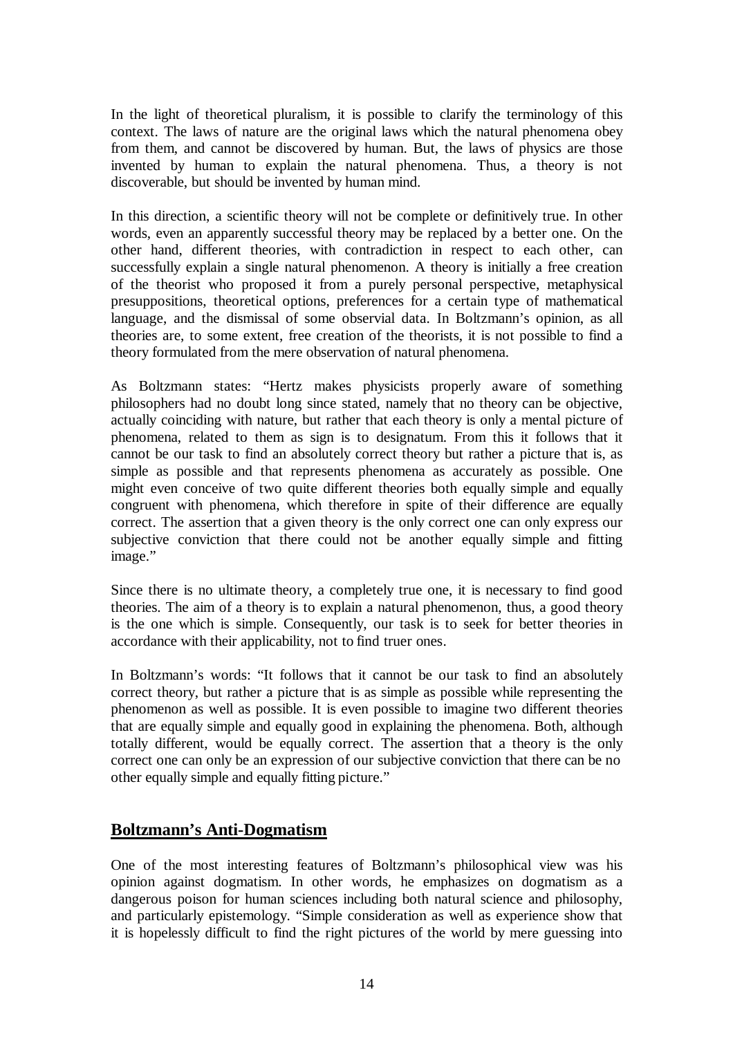In the light of theoretical pluralism, it is possible to clarify the terminology of this context. The laws of nature are the original laws which the natural phenomena obey from them, and cannot be discovered by human. But, the laws of physics are those invented by human to explain the natural phenomena. Thus, a theory is not discoverable, but should be invented by human mind.

In this direction, a scientific theory will not be complete or definitively true. In other words, even an apparently successful theory may be replaced by a better one. On the other hand, different theories, with contradiction in respect to each other, can successfully explain a single natural phenomenon. A theory is initially a free creation of the theorist who proposed it from a purely personal perspective, metaphysical presuppositions, theoretical options, preferences for a certain type of mathematical language, and the dismissal of some observial data. In Boltzmann's opinion, as all theories are, to some extent, free creation of the theorists, it is not possible to find a theory formulated from the mere observation of natural phenomena.

As Boltzmann states: "Hertz makes physicists properly aware of something philosophers had no doubt long since stated, namely that no theory can be objective, actually coinciding with nature, but rather that each theory is only a mental picture of phenomena, related to them as sign is to designatum. From this it follows that it cannot be our task to find an absolutely correct theory but rather a picture that is, as simple as possible and that represents phenomena as accurately as possible. One might even conceive of two quite different theories both equally simple and equally congruent with phenomena, which therefore in spite of their difference are equally correct. The assertion that a given theory is the only correct one can only express our subjective conviction that there could not be another equally simple and fitting image."

Since there is no ultimate theory, a completely true one, it is necessary to find good theories. The aim of a theory is to explain a natural phenomenon, thus, a good theory is the one which is simple. Consequently, our task is to seek for better theories in accordance with their applicability, not to find truer ones.

In Boltzmann's words: "It follows that it cannot be our task to find an absolutely correct theory, but rather a picture that is as simple as possible while representing the phenomenon as well as possible. It is even possible to imagine two different theories that are equally simple and equally good in explaining the phenomena. Both, although totally different, would be equally correct. The assertion that a theory is the only correct one can only be an expression of our subjective conviction that there can be no other equally simple and equally fitting picture."

## Boltzmann's Anti-Dogmatism

One of the most interesting features of Boltzmann's philosophical view was his opinion against dogmatism. In other words, he emphasizes on dogmatism as a dangerous poison for human sciences including both natural science and philosophy, and particularly epistemology. "Simple consideration as well as experience show that it is hopelessly difficult to find the right pictures of the world by mere guessing into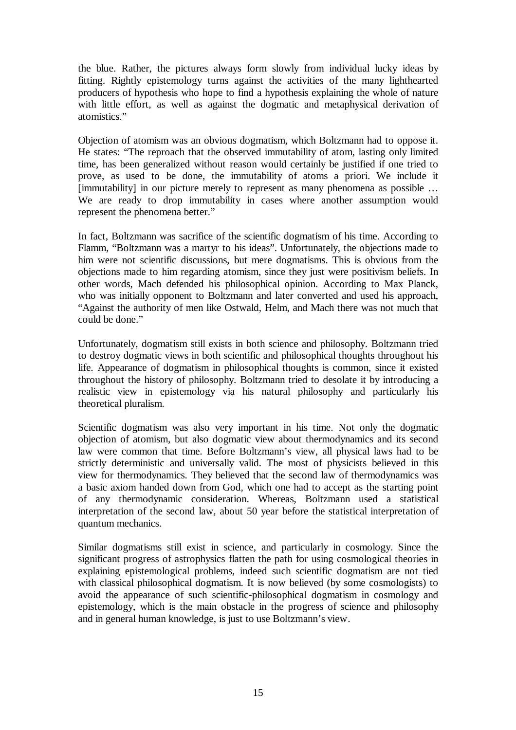the blue. Rather, the pictures always form slowly from individual lucky ideas by fitting. Rightly epistemology turns against the activities of the many lighthearted producers of hypothesis who hope to find a hypothesis explaining the whole of nature with little effort, as well as against the dogmatic and metaphysical derivation of atomistics."

Objection of atomism was an obvious dogmatism, which Boltzmann had to oppose it. He states: "The reproach that the observed immutability of atom, lasting only limited time, has been generalized without reason would certainly be justified if one tried to prove, as used to be done, the immutability of atoms a priori. We include it [immutability] in our picture merely to represent as many phenomena as possible … We are ready to drop immutability in cases where another assumption would represent the phenomena better."

In fact, Boltzmann was sacrifice of the scientific dogmatism of his time. According to Flamm, "Boltzmann was a martyr to his ideas". Unfortunately, the objections made to him were not scientific discussions, but mere dogmatisms. This is obvious from the objections made to him regarding atomism, since they just were positivism beliefs. In other words, Mach defended his philosophical opinion. According to Max Planck, who was initially opponent to Boltzmann and later converted and used his approach, "Against the authority of men like Ostwald, Helm, and Mach there was not much that could be done."

Unfortunately, dogmatism still exists in both science and philosophy. Boltzmann tried to destroy dogmatic views in both scientific and philosophical thoughts throughout his life. Appearance of dogmatism in philosophical thoughts is common, since it existed throughout the history of philosophy. Boltzmann tried to desolate it by introducing a realistic view in epistemology via his natural philosophy and particularly his theoretical pluralism.

Scientific dogmatism was also very important in his time. Not only the dogmatic objection of atomism, but also dogmatic view about thermodynamics and its second law were common that time. Before Boltzmann's view, all physical laws had to be strictly deterministic and universally valid. The most of physicists believed in this view for thermodynamics. They believed that the second law of thermodynamics was a basic axiom handed down from God, which one had to accept as the starting point of any thermodynamic consideration. Whereas, Boltzmann used a statistical interpretation of the second law, about 50 year before the statistical interpretation of quantum mechanics.

Similar dogmatisms still exist in science, and particularly in cosmology. Since the significant progress of astrophysics flatten the path for using cosmological theories in explaining epistemological problems, indeed such scientific dogmatism are not tied with classical philosophical dogmatism. It is now believed (by some cosmologists) to avoid the appearance of such scientific-philosophical dogmatism in cosmology and epistemology, which is the main obstacle in the progress of science and philosophy and in general human knowledge, is just to use Boltzmann's view.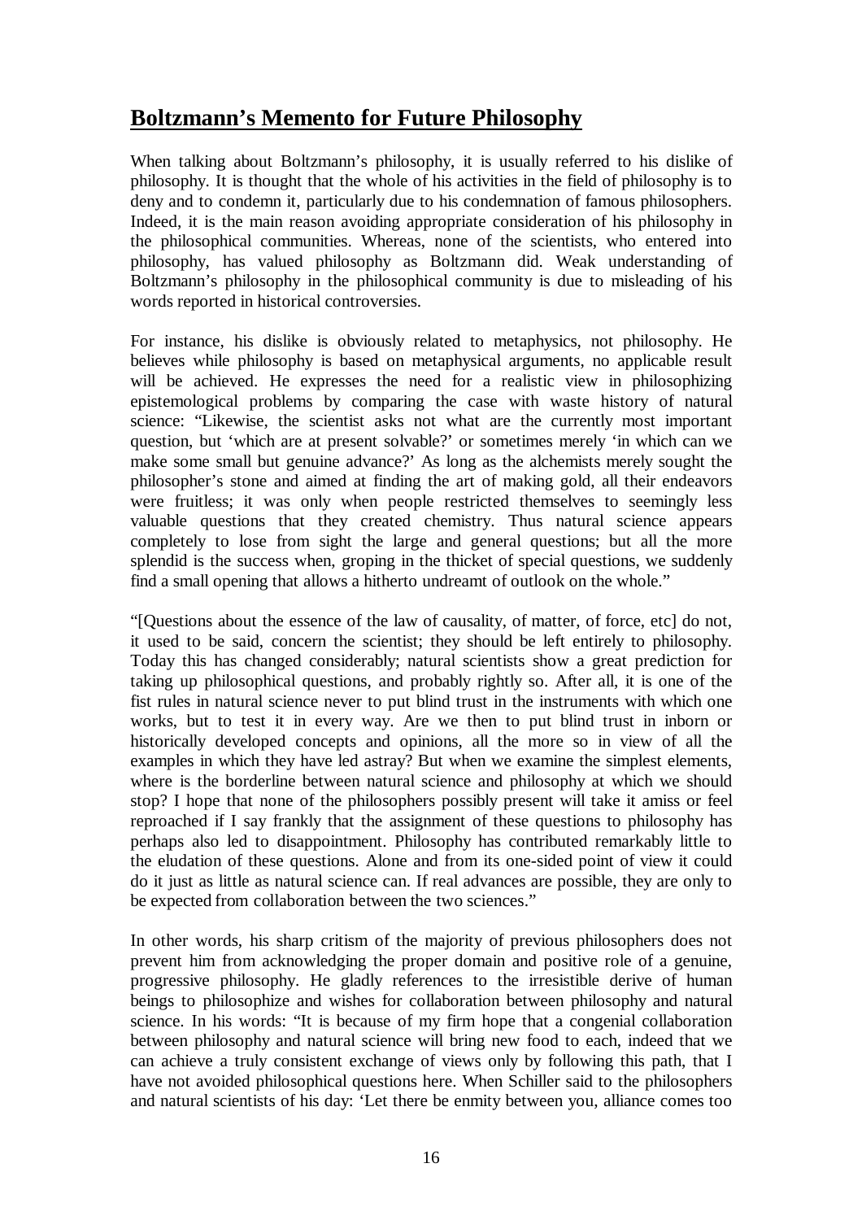## Boltzmann's Memento for Future Philosophy

When talking about Boltzmann's philosophy, it is usually referred to his dislike of philosophy. It is thought that the whole of his activities in the field of philosophy is to deny and to condemn it, particularly due to his condemnation of famous philosophers. Indeed, it is the main reason avoiding appropriate consideration of his philosophy in the philosophical communities. Whereas, none of the scientists, who entered into philosophy, has valued philosophy as Boltzmann did. Weak understanding of Boltzmann's philosophy in the philosophical community is due to misleading of his words reported in historical controversies.

For instance, his dislike is obviously related to metaphysics, not philosophy. He believes while philosophy is based on metaphysical arguments, no applicable result will be achieved. He expresses the need for a realistic view in philosophizing epistemological problems by comparing the case with waste history of natural science: "Likewise, the scientist asks not what are the currently most important question, but 'which are at present solvable?' or sometimes merely 'in which can we make some small but genuine advance?' As long as the alchemists merely sought the philosopher's stone and aimed at finding the art of making gold, all their endeavors were fruitless; it was only when people restricted themselves to seemingly less valuable questions that they created chemistry. Thus natural science appears completely to lose from sight the large and general questions; but all the more splendid is the success when, groping in the thicket of special questions, we suddenly find a small opening that allows a hitherto undreamt of outlook on the whole."

"[Questions about the essence of the law of causality, of matter, of force, etc] do not, it used to be said, concern the scientist; they should be left entirely to philosophy. Today this has changed considerably; natural scientists show a great prediction for taking up philosophical questions, and probably rightly so. After all, it is one of the fist rules in natural science never to put blind trust in the instruments with which one works, but to test it in every way. Are we then to put blind trust in inborn or historically developed concepts and opinions, all the more so in view of all the examples in which they have led astray? But when we examine the simplest elements, where is the borderline between natural science and philosophy at which we should stop? I hope that none of the philosophers possibly present will take it amiss or feel reproached if I say frankly that the assignment of these questions to philosophy has perhaps also led to disappointment. Philosophy has contributed remarkably little to the eludation of these questions. Alone and from its one-sided point of view it could do it just as little as natural science can. If real advances are possible, they are only to be expected from collaboration between the two sciences."

In other words, his sharp critism of the majority of previous philosophers does not prevent him from acknowledging the proper domain and positive role of a genuine, progressive philosophy. He gladly references to the irresistible derive of human beings to philosophize and wishes for collaboration between philosophy and natural science. In his words: "It is because of my firm hope that a congenial collaboration between philosophy and natural science will bring new food to each, indeed that we can achieve a truly consistent exchange of views only by following this path, that I have not avoided philosophical questions here. When Schiller said to the philosophers and natural scientists of his day: 'Let there be enmity between you, alliance comes too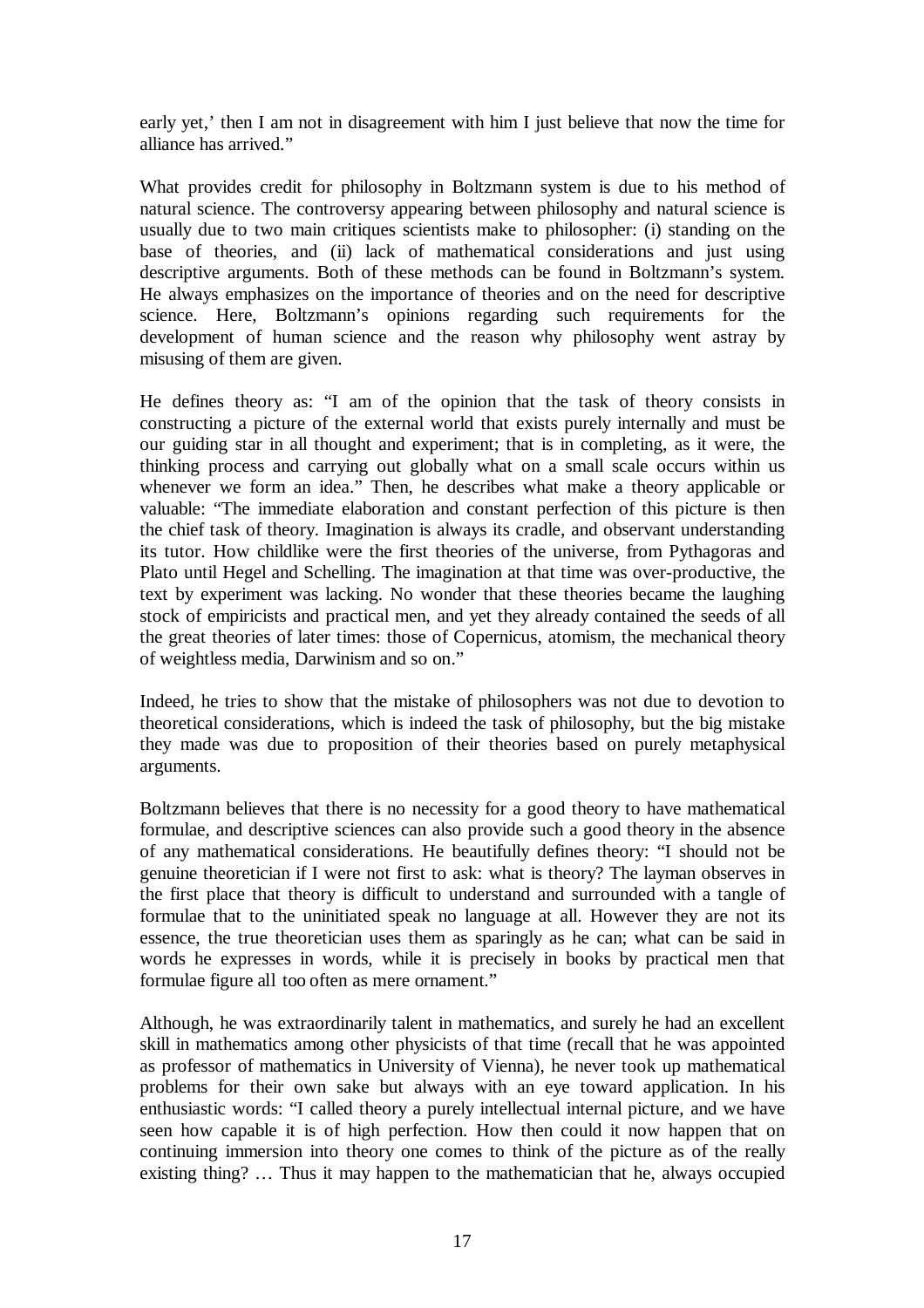early yet,' then I am not in disagreement with him I just believe that now the time for alliance has arrived."

What provides credit for philosophy in Boltzmann system is due to his method of natural science. The controversy appearing between philosophy and natural science is usually due to two main critiques scientists make to philosopher: (i) standing on the base of theories, and (ii) lack of mathematical considerations and just using descriptive arguments. Both of these methods can be found in Boltzmann's system. He always emphasizes on the importance of theories and on the need for descriptive science. Here, Boltzmann's opinions regarding such requirements for the development of human science and the reason why philosophy went astray by misusing of them are given.

He defines theory as: "I am of the opinion that the task of theory consists in constructing a picture of the external world that exists purely internally and must be our guiding star in all thought and experiment; that is in completing, as it were, the thinking process and carrying out globally what on a small scale occurs within us whenever we form an idea." Then, he describes what make a theory applicable or valuable: "The immediate elaboration and constant perfection of this picture is then the chief task of theory. Imagination is always its cradle, and observant understanding its tutor. How childlike were the first theories of the universe, from Pythagoras and Plato until Hegel and Schelling. The imagination at that time was over-productive, the text by experiment was lacking. No wonder that these theories became the laughing stock of empiricists and practical men, and yet they already contained the seeds of all the great theories of later times: those of Copernicus, atomism, the mechanical theory of weightless media, Darwinism and so on."

Indeed, he tries to show that the mistake of philosophers was not due to devotion to theoretical considerations, which is indeed the task of philosophy, but the big mistake they made was due to proposition of their theories based on purely metaphysical arguments.

Boltzmann believes that there is no necessity for a good theory to have mathematical formulae, and descriptive sciences can also provide such a good theory in the absence of any mathematical considerations. He beautifully defines theory: "I should not be genuine theoretician if I were not first to ask: what is theory? The layman observes in the first place that theory is difficult to understand and surrounded with a tangle of formulae that to the uninitiated speak no language at all. However they are not its essence, the true theoretician uses them as sparingly as he can; what can be said in words he expresses in words, while it is precisely in books by practical men that formulae figure all too often as mere ornament."

Although, he was extraordinarily talent in mathematics, and surely he had an excellent skill in mathematics among other physicists of that time (recall that he was appointed as professor of mathematics in University of Vienna), he never took up mathematical problems for their own sake but always with an eye toward application. In his enthusiastic words: "I called theory a purely intellectual internal picture, and we have seen how capable it is of high perfection. How then could it now happen that on continuing immersion into theory one comes to think of the picture as of the really existing thing? … Thus it may happen to the mathematician that he, always occupied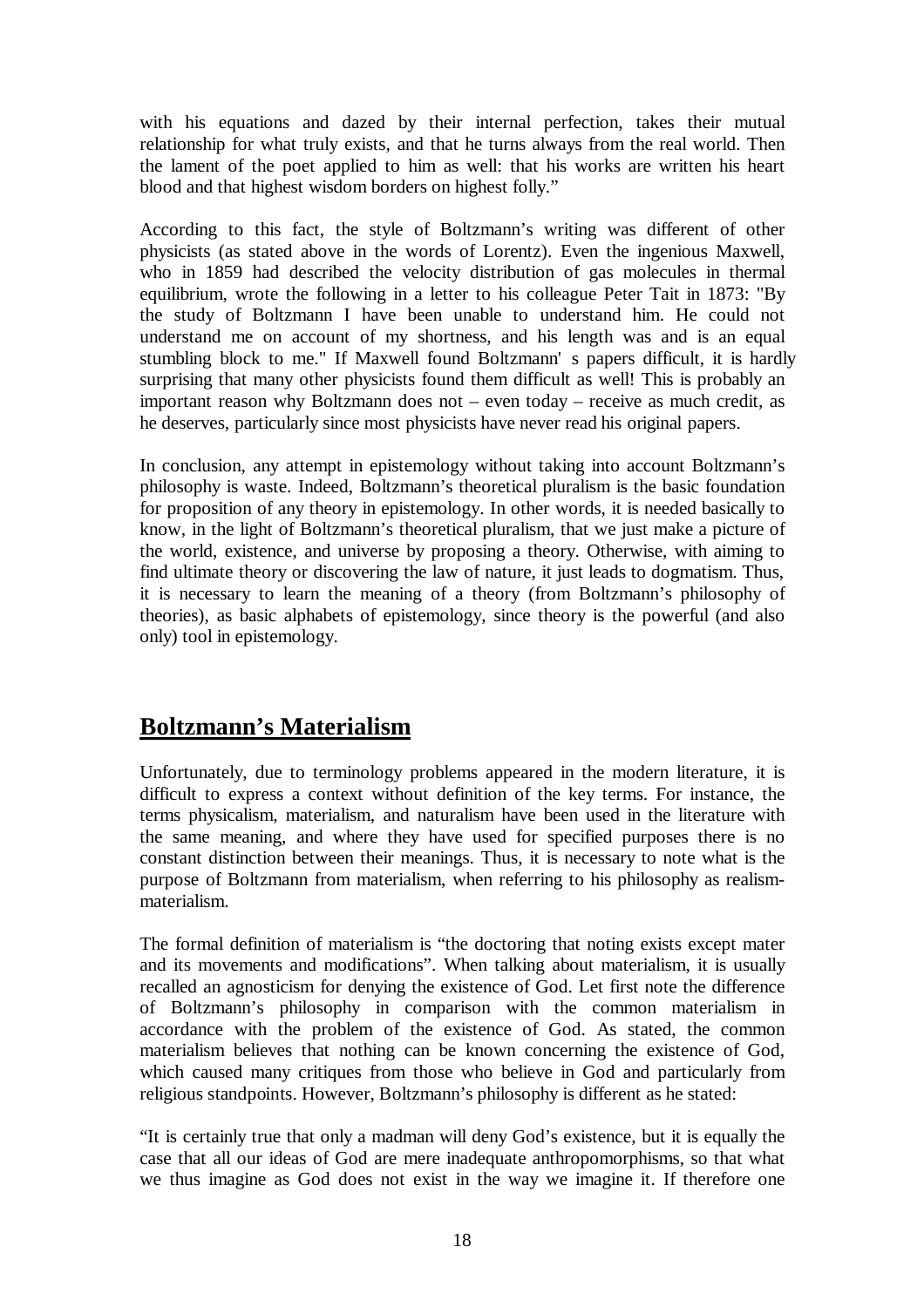with his equations and dazed by their internal perfection, takes their mutual relationship for what truly exists, and that he turns always from the real world. Then the lament of the poet applied to him as well: that his works are written his heart blood and that highest wisdom borders on highest folly."

According to this fact, the style of Boltzmann's writing was different of other physicists (as stated above in the words of Lorentz). Even the ingenious Maxwell, who in 1859 had described the velocity distribution of gas molecules in thermal equilibrium, wrote the following in a letter to his colleague Peter Tait in 1873: "By the study of Boltzmann I have been unable to understand him. He could not understand me on account of my shortness, and his length was and is an equal stumbling block to me." If Maxwell found Boltzmann' s papers difficult, it is hardly surprising that many other physicists found them difficult as well! This is probably an important reason why Boltzmann does not – even today – receive as much credit, as he deserves, particularly since most physicists have never read his original papers.

In conclusion, any attempt in epistemology without taking into account Boltzmann's philosophy is waste. Indeed, Boltzmann's theoretical pluralism is the basic foundation for proposition of any theory in epistemology. In other words, it is needed basically to know, in the light of Boltzmann's theoretical pluralism, that we just make a picture of the world, existence, and universe by proposing a theory. Otherwise, with aiming to find ultimate theory or discovering the law of nature, it just leads to dogmatism. Thus, it is necessary to learn the meaning of a theory (from Boltzmann's philosophy of theories), as basic alphabets of epistemology, since theory is the powerful (and also only) tool in epistemology.

## Boltzmann's Materialism

Unfortunately, due to terminology problems appeared in the modern literature, it is difficult to express a context without definition of the key terms. For instance, the terms physicalism, materialism, and naturalism have been used in the literature with the same meaning, and where they have used for specified purposes there is no constant distinction between their meanings. Thus, it is necessary to note what is the purpose of Boltzmann from materialism, when referring to his philosophy as realism-materialism.

The formal definition of materialism is "the doctoring that noting exists except mater and its movements and modifications". When talking about materialism, it is usually recalled an agnosticism for denying the existence of God. Let first note the difference of Boltzmann's philosophy in comparison with the common materialism in accordance with the problem of the existence of God. As stated, the common materialism believes that nothing can be known concerning the existence of God, which caused many critiques from those who believe in God and particularly from religious standpoints. However, Boltzmann's philosophy is different as he stated:

"It is certainly true that only a madman will deny God's existence, but it is equally the case that all our ideas of God are mere inadequate anthropomorphisms, so that what we thus imagine as God does not exist in the way we imagine it. If therefore one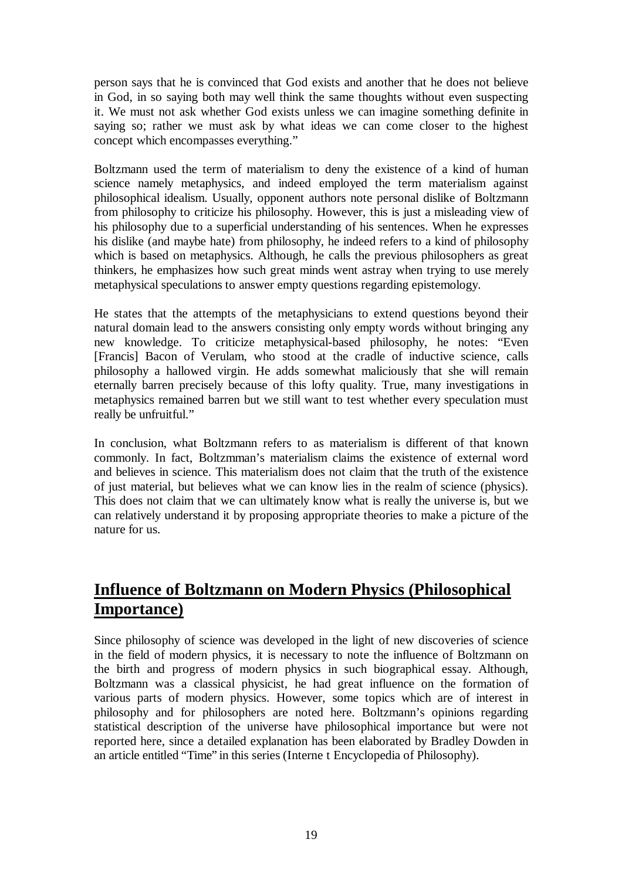person says that he is convinced that God exists and another that he does not believe in God, in so saying both may well think the same thoughts without even suspecting it. We must not ask whether God exists unless we can imagine something definite in saying so; rather we must ask by what ideas we can come closer to the highest concept which encompasses everything."

Boltzmann used the term of materialism to deny the existence of a kind of human science namely metaphysics, and indeed employed the term materialism against philosophical idealism. Usually, opponent authors note personal dislike of Boltzmann from philosophy to criticize his philosophy. However, this is just a misleading view of his philosophy due to a superficial understanding of his sentences. When he expresses his dislike (and maybe hate) from philosophy, he indeed refers to a kind of philosophy which is based on metaphysics. Although, he calls the previous philosophers as great thinkers, he emphasizes how such great minds went astray when trying to use merely metaphysical speculations to answer empty questions regarding epistemology.

He states that the attempts of the metaphysicians to extend questions beyond their natural domain lead to the answers consisting only empty words without bringing any new knowledge. To criticize metaphysical-based philosophy, he notes: "Even [Francis] Bacon of Verulam, who stood at the cradle of inductive science, calls philosophy a hallowed virgin. He adds somewhat maliciously that she will remain eternally barren precisely because of this lofty quality. True, many investigations in metaphysics remained barren but we still want to test whether every speculation must really be unfruitful."

In conclusion, what Boltzmann refers to as materialism is different of that known commonly. In fact, Boltzmman's materialism claims the existence of external word and believes in science. This materialism does not claim that the truth of the existence of just material, but believes what we can know lies in the realm of science (physics). This does not claim that we can ultimately know what is really the universe is, but we can relatively understand it by proposing appropriate theories to make a picture of the nature for us.

## Influence of Boltzmann on Modern Physics (Philosophical Importance)

Since philosophy of science was developed in the light of new discoveries of science in the field of modern physics, it is necessary to note the influence of Boltzmann on the birth and progress of modern physics in such biographical essay. Although, Boltzmann was a classical physicist, he had great influence on the formation of various parts of modern physics. However, some topics which are of interest in philosophy and for philosophers are noted here. Boltzmann's opinions regarding statistical description of the universe have philosophical importance but were not reported here, since a detailed explanation has been elaborated by Bradley Dowden in an article entitled "Time" in this series (Interne t Encyclopedia of Philosophy).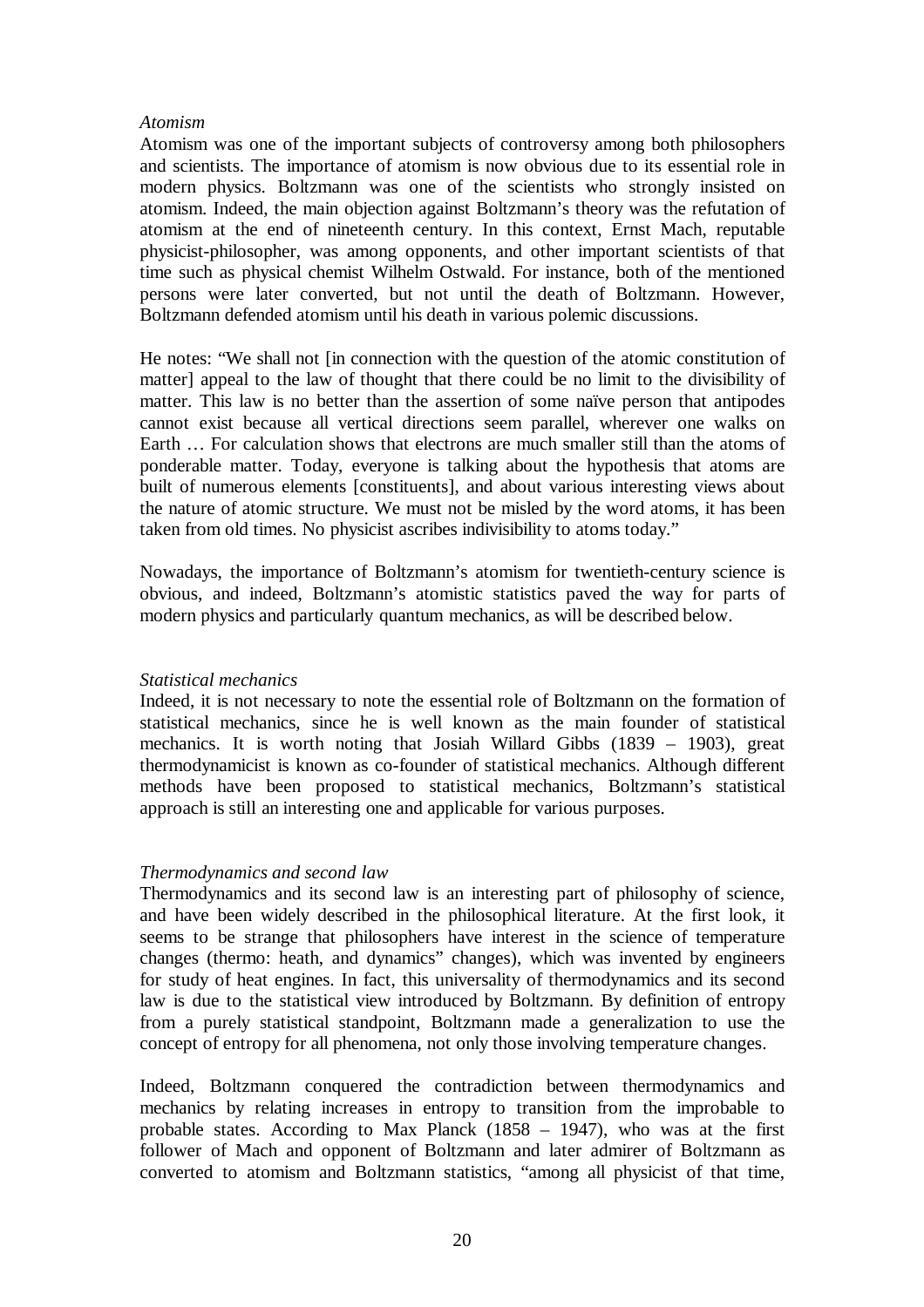*Atomism*

Atomism was one of the important subjects of controversy among both philosophers and scientists. The importance of atomism is now obvious due to its essential role in modern physics. Boltzmann was one of the scientists who strongly insisted on atomism. Indeed, the main objection against Boltzmann's theory was the refutation of atomism at the end of nineteenth century. In this context, Ernst Mach, reputable physicist-philosopher, was among opponents, and other important scientists of that time such as physical chemist Wilhelm Ostwald. For instance, both of the mentioned persons were later converted, but not until the death of Boltzmann. However, Boltzmann defended atomism until his death in various polemic discussions.

He notes: "We shall not [in connection with the question of the atomic constitution of matter] appeal to the law of thought that there could be no limit to the divisibility of matter. This law is no better than the assertion of some naïve person that antipodes cannot exist because all vertical directions seem parallel, wherever one walks on Earth … For calculation shows that electrons are much smaller still than the atoms of ponderable matter. Today, everyone is talking about the hypothesis that atoms are built of numerous elements [constituents], and about various interesting views about the nature of atomic structure. We must not be misled by the word atoms, it has been taken from old times. No physicist ascribes indivisibility to atoms today."

Nowadays, the importance of Boltzmann's atomism for twentieth-century science is obvious, and indeed, Boltzmann's atomistic statistics paved the way for parts of modern physics and particularly quantum mechanics, as will be described below.

*Statistical mechanics*

Indeed, it is not necessary to note the essential role of Boltzmann on the formation of statistical mechanics, since he is well known as the main founder of statistical mechanics. It is worth noting that Josiah Willard Gibbs (1839 – 1903), great thermodynamicist is known as co-founder of statistical mechanics. Although different methods have been proposed to statistical mechanics, Boltzmann's statistical approach is still an interesting one and applicable for various purposes.

*Thermodynamics and second law*

Thermodynamics and its second law is an interesting part of philosophy of science, and have been widely described in the philosophical literature. At the first look, it seems to be strange that philosophers have interest in the science of temperature changes (thermo: heath, and dynamics" changes), which was invented by engineers for study of heat engines. In fact, this universality of thermodynamics and its second law is due to the statistical view introduced by Boltzmann. By definition of entropy from a purely statistical standpoint, Boltzmann made a generalization to use the concept of entropy for all phenomena, not only those involving temperature changes.

Indeed, Boltzmann conquered the contradiction between thermodynamics and mechanics by relating increases in entropy to transition from the improbable to probable states. According to Max Planck (1858 – 1947), who was at the first follower of Mach and opponent of Boltzmann and later admirer of Boltzmann as converted to atomism and Boltzmann statistics, "among all physicist of that time,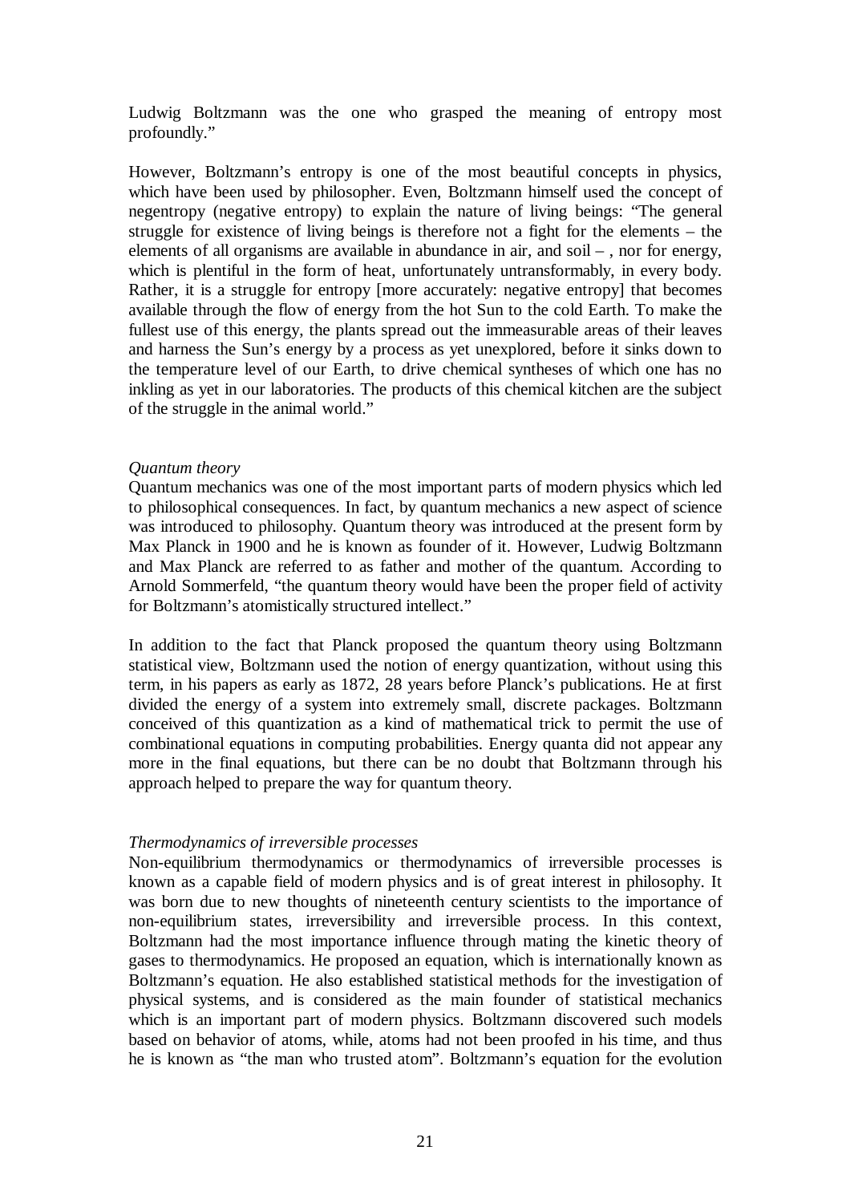Ludwig Boltzmann was the one who grasped the meaning of entropy most profoundly."

However, Boltzmann's entropy is one of the most beautiful concepts in physics, which have been used by philosopher. Even, Boltzmann himself used the concept of negentropy (negative entropy) to explain the nature of living beings: "The general struggle for existence of living beings is therefore not a fight for the elements – the elements of all organisms are available in abundance in air, and soil – , nor for energy, which is plentiful in the form of heat, unfortunately untransformably, in every body. Rather, it is a struggle for entropy [more accurately: negative entropy] that becomes available through the flow of energy from the hot Sun to the cold Earth. To make the fullest use of this energy, the plants spread out the immeasurable areas of their leaves and harness the Sun's energy by a process as yet unexplored, before it sinks down to the temperature level of our Earth, to drive chemical syntheses of which one has no inkling as yet in our laboratories. The products of this chemical kitchen are the subject of the struggle in the animal world."

*Quantum theory*

Quantum mechanics was one of the most important parts of modern physics which led to philosophical consequences. In fact, by quantum mechanics a new aspect of science was introduced to philosophy. Quantum theory was introduced at the present form by Max Planck in 1900 and he is known as founder of it. However, Ludwig Boltzmann and Max Planck are referred to as father and mother of the quantum. According to Arnold Sommerfeld, "the quantum theory would have been the proper field of activity for Boltzmann's atomistically structured intellect."

In addition to the fact that Planck proposed the quantum theory using Boltzmann statistical view, Boltzmann used the notion of energy quantization, without using this term, in his papers as early as 1872, 28 years before Planck's publications. He at first divided the energy of a system into extremely small, discrete packages. Boltzmann conceived of this quantization as a kind of mathematical trick to permit the use of combinational equations in computing probabilities. Energy quanta did not appear any more in the final equations, but there can be no doubt that Boltzmann through his approach helped to prepare the way for quantum theory.

*Thermodynamics of irreversible processes*

Non-equilibrium thermodynamics or thermodynamics of irreversible processes is known as a capable field of modern physics and is of great interest in philosophy. It was born due to new thoughts of nineteenth century scientists to the importance of non-equilibrium states, irreversibility and irreversible process. In this context, Boltzmann had the most importance influence through mating the kinetic theory of gases to thermodynamics. He proposed an equation, which is internationally known as Boltzmann's equation. He also established statistical methods for the investigation of physical systems, and is considered as the main founder of statistical mechanics which is an important part of modern physics. Boltzmann discovered such models based on behavior of atoms, while, atoms had not been proofed in his time, and thus he is known as "the man who trusted atom". Boltzmann's equation for the evolution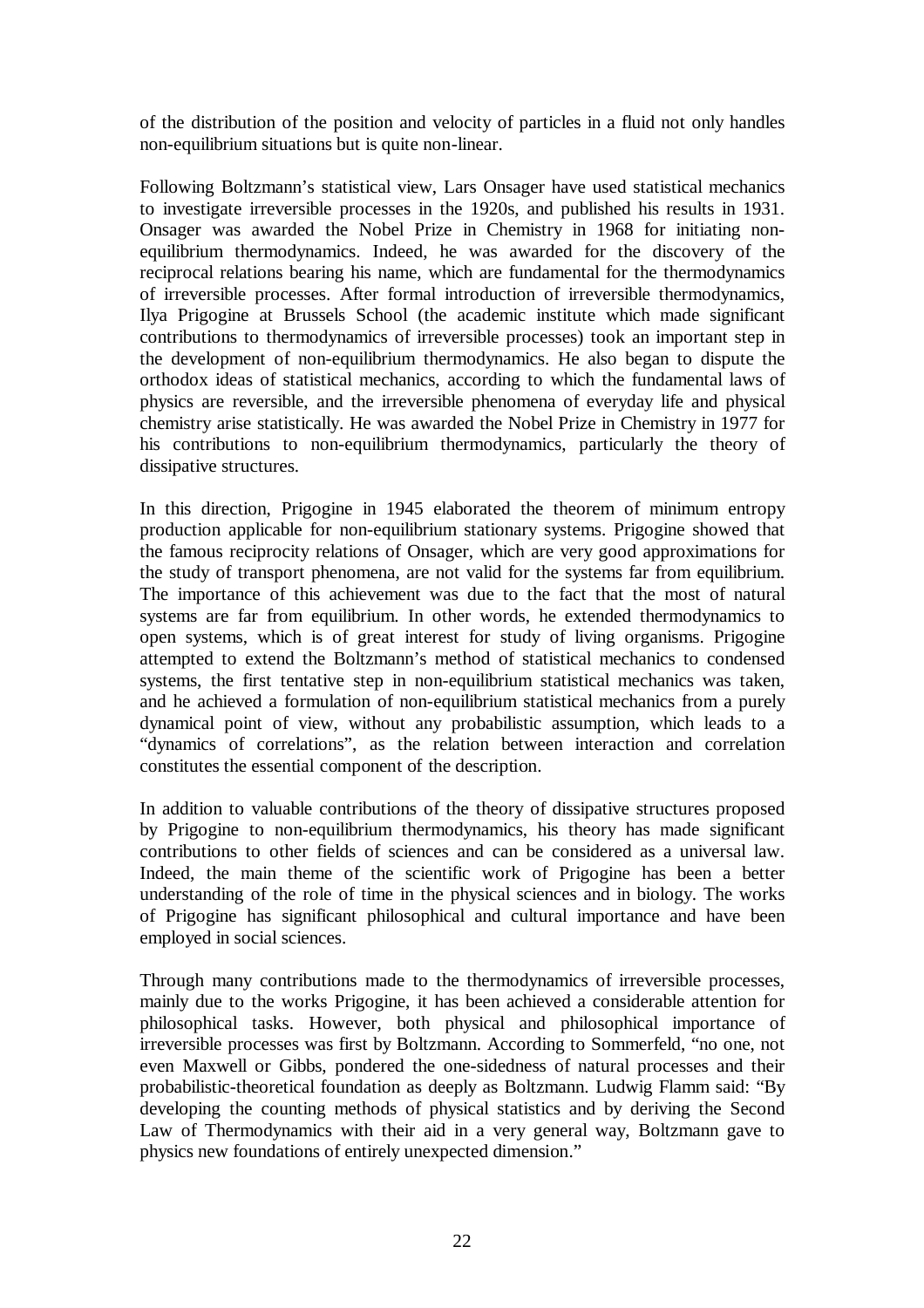of the distribution of the position and velocity of particles in a fluid not only handles non-equilibrium situations but is quite non-linear.

Following Boltzmann's statistical view, Lars Onsager have used statistical mechanics to investigate irreversible processes in the 1920s, and published his results in 1931. Onsager was awarded the Nobel Prize in Chemistry in 1968 for initiating non-equilibrium thermodynamics. Indeed, he was awarded for the discovery of the reciprocal relations bearing his name, which are fundamental for the thermodynamics of irreversible processes. After formal introduction of irreversible thermodynamics, Ilya Prigogine at Brussels School (the academic institute which made significant contributions to thermodynamics of irreversible processes) took an important step in the development of non-equilibrium thermodynamics. He also began to dispute the orthodox ideas of statistical mechanics, according to which the fundamental laws of physics are reversible, and the irreversible phenomena of everyday life and physical chemistry arise statistically. He was awarded the Nobel Prize in Chemistry in 1977 for his contributions to non-equilibrium thermodynamics, particularly the theory of dissipative structures.

In this direction, Prigogine in 1945 elaborated the theorem of minimum entropy production applicable for non-equilibrium stationary systems. Prigogine showed that the famous reciprocity relations of Onsager, which are very good approximations for the study of transport phenomena, are not valid for the systems far from equilibrium. The importance of this achievement was due to the fact that the most of natural systems are far from equilibrium. In other words, he extended thermodynamics to open systems, which is of great interest for study of living organisms. Prigogine attempted to extend the Boltzmann's method of statistical mechanics to condensed systems, the first tentative step in non-equilibrium statistical mechanics was taken, and he achieved a formulation of non-equilibrium statistical mechanics from a purely dynamical point of view, without any probabilistic assumption, which leads to a "dynamics of correlations", as the relation between interaction and correlation constitutes the essential component of the description.

In addition to valuable contributions of the theory of dissipative structures proposed by Prigogine to non-equilibrium thermodynamics, his theory has made significant contributions to other fields of sciences and can be considered as a universal law. Indeed, the main theme of the scientific work of Prigogine has been a better understanding of the role of time in the physical sciences and in biology. The works of Prigogine has significant philosophical and cultural importance and have been employed in social sciences.

Through many contributions made to the thermodynamics of irreversible processes, mainly due to the works Prigogine, it has been achieved a considerable attention for philosophical tasks. However, both physical and philosophical importance of irreversible processes was first by Boltzmann. According to Sommerfeld, "no one, not even Maxwell or Gibbs, pondered the one-sidedness of natural processes and their probabilistic-theoretical foundation as deeply as Boltzmann. Ludwig Flamm said: "By developing the counting methods of physical statistics and by deriving the Second Law of Thermodynamics with their aid in a very general way, Boltzmann gave to physics new foundations of entirely unexpected dimension."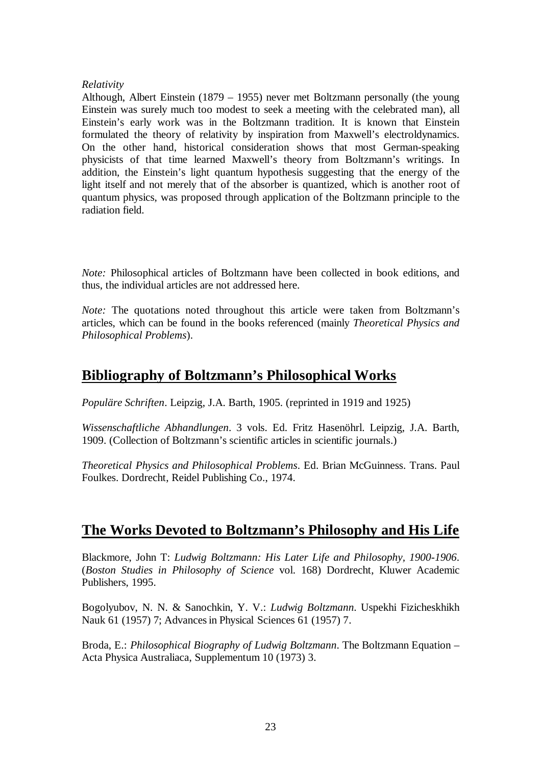*Relativity*

Although, Albert Einstein (1879 – 1955) never met Boltzmann personally (the young Einstein was surely much too modest to seek a meeting with the celebrated man), all Einstein's early work was in the Boltzmann tradition. It is known that Einstein formulated the theory of relativity by inspiration from Maxwell's electroldynamics. On the other hand, historical consideration shows that most German-speaking physicists of that time learned Maxwell's theory from Boltzmann's writings. In addition, the Einstein's light quantum hypothesis suggesting that the energy of the light itself and not merely that of the absorber is quantized, which is another root of quantum physics, was proposed through application of the Boltzmann principle to the radiation field.

*Note:* Philosophical articles of Boltzmann have been collected in book editions, and thus, the individual articles are not addressed here.

*Note:* The quotations noted throughout this article were taken from Boltzmann's articles, which can be found in the books referenced (mainly *Theoretical Physics and Philosophical Problems*).

## Bibliography of Boltzmann's Philosophical Works

*Populäre Schriften*. Leipzig, J.A. Barth, 1905. (reprinted in 1919 and 1925)

*Wissenschaftliche Abhandlungen*. 3 vols. Ed. Fritz Hasenöhrl. Leipzig, J.A. Barth, 1909. (Collection of Boltzmann's scientific articles in scientific journals.)

*Theoretical Physics and Philosophical Problems*. Ed. Brian McGuinness. Trans. Paul Foulkes. Dordrecht, Reidel Publishing Co., 1974.

## The Works Devoted to Boltzmann's Philosophy and His Life

Blackmore, John T: *Ludwig Boltzmann: His Later Life and Philosophy, 1900-1906*. (*Boston Studies in Philosophy of Science* vol. 168) Dordrecht, Kluwer Academic Publishers, 1995.

Bogolyubov, N. N. & Sanochkin, Y. V.: *Ludwig Boltzmann*. Uspekhi Fizicheskhikh Nauk 61 (1957) 7; Advances in Physical Sciences 61 (1957) 7.

Broda, E.: *Philosophical Biography of Ludwig Boltzmann*. The Boltzmann Equation – Acta Physica Australiaca, Supplementum 10 (1973) 3.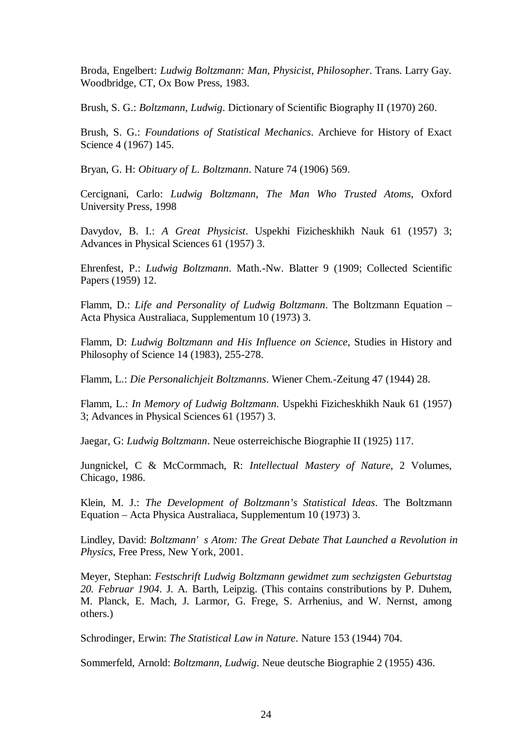Broda, Engelbert: *Ludwig Boltzmann: Man, Physicist, Philosopher*. Trans. Larry Gay. Woodbridge, CT, Ox Bow Press, 1983.

Brush, S. G.: *Boltzmann, Ludwig*. Dictionary of Scientific Biography II (1970) 260.

Brush, S. G.: *Foundations of Statistical Mechanics*. Archieve for History of Exact Science 4 (1967) 145.

Bryan, G. H: *Obituary of L. Boltzmann*. Nature 74 (1906) 569.

Cercignani, Carlo: *Ludwig Boltzmann, The Man Who Trusted Atoms*, Oxford University Press, 1998

Davydov, B. I.: *A Great Physicist*. Uspekhi Fizicheskhikh Nauk 61 (1957) 3; Advances in Physical Sciences 61 (1957) 3.

Ehrenfest, P.: *Ludwig Boltzmann*. Math.-Nw. Blatter 9 (1909; Collected Scientific Papers (1959) 12.

Flamm, D.: *Life and Personality of Ludwig Boltzmann*. The Boltzmann Equation – Acta Physica Australiaca, Supplementum 10 (1973) 3.

Flamm, D: *Ludwig Boltzmann and His Influence on Science*, Studies in History and Philosophy of Science 14 (1983), 255-278.

Flamm, L.: *Die Personalichjeit Boltzmanns*. Wiener Chem.-Zeitung 47 (1944) 28.

Flamm, L.: *In Memory of Ludwig Boltzmann*. Uspekhi Fizicheskhikh Nauk 61 (1957) 3; Advances in Physical Sciences 61 (1957) 3.

Jaegar, G: *Ludwig Boltzmann*. Neue osterreichische Biographie II (1925) 117.

Jungnickel, C & McCormmach, R: *Intellectual Mastery of Nature*, 2 Volumes, Chicago, 1986.

Klein, M. J.: *The Development of Boltzmann's Statistical Ideas*. The Boltzmann Equation – Acta Physica Australiaca, Supplementum 10 (1973) 3.

Lindley, David: *Boltzmann' s Atom: The Great Debate That Launched a Revolution in Physics*, Free Press, New York, 2001.

Meyer, Stephan: *Festschrift Ludwig Boltzmann gewidmet zum sechzigsten Geburtstag 20. Februar 1904*. J. A. Barth, Leipzig. (This contains constributions by P. Duhem, M. Planck, E. Mach, J. Larmor, G. Frege, S. Arrhenius, and W. Nernst, among others.)

Schrodinger, Erwin: *The Statistical Law in Nature*. Nature 153 (1944) 704.

Sommerfeld, Arnold: *Boltzmann, Ludwig*. Neue deutsche Biographie 2 (1955) 436.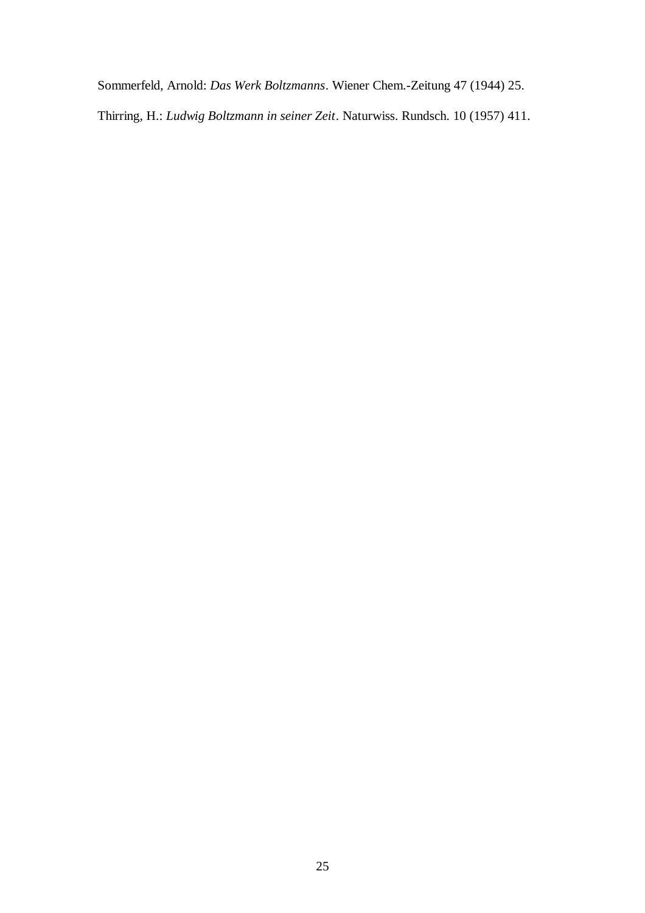Sommerfeld, Arnold: *Das Werk Boltzmanns*. Wiener Chem.-Zeitung 47 (1944) 25.

Thirring, H.: *Ludwig Boltzmann in seiner Zeit*. Naturwiss. Rundsch. 10 (1957) 411.